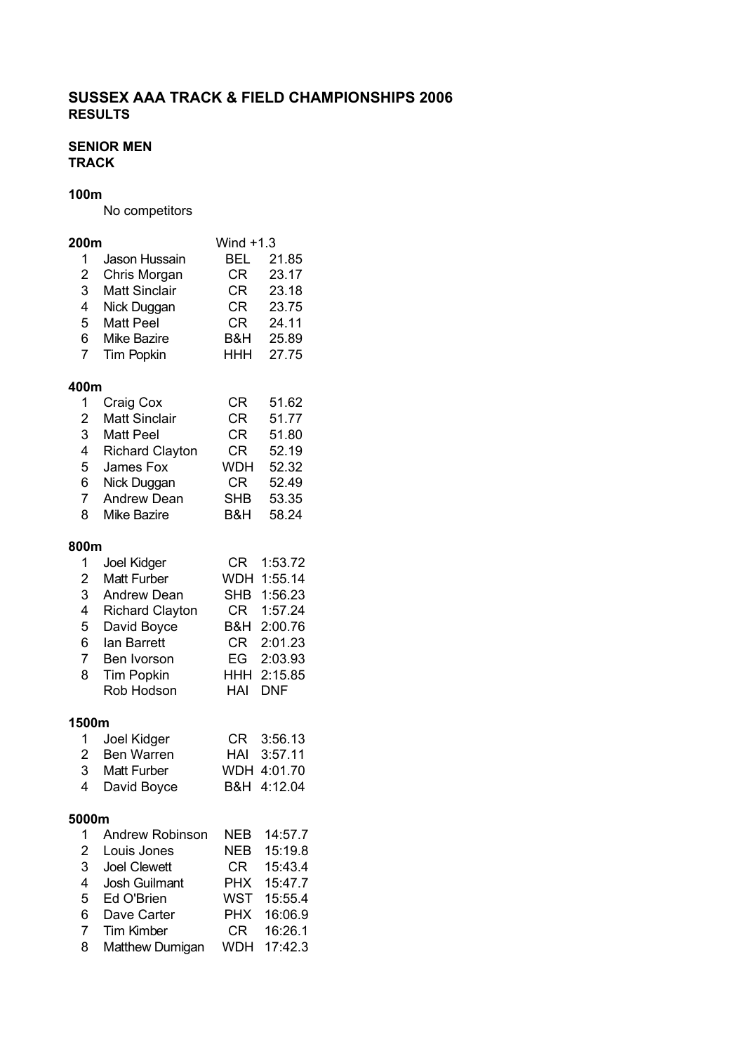# SUSSEX AAA TRACK & FIELD CHAMPIONSHIPS 2006

**RESULTS**

## SENIOR MEN

**TRACK**

### 100m

No competitors

### 200m

Wind +1.3

| | | | |
|---|---|---|---|
| 1 | Jason Hussain | BEL | 21.85 |
| 2 | Chris Morgan | CR | 23.17 |
| 3 | Matt Sinclair | CR | 23.18 |
| 4 | Nick Duggan | CR | 23.75 |
| 5 | Matt Peel | CR | 24.11 |
| 6 | Mike Bazire | B&H | 25.89 |
| 7 | Tim Popkin | HHH | 27.75 |

### 400m

| | | | |
|---|---|---|---|
| 1 | Craig Cox | CR | 51.62 |
| 2 | Matt Sinclair | CR | 51.77 |
| 3 | Matt Peel | CR | 51.80 |
| 4 | Richard Clayton | CR | 52.19 |
| 5 | James Fox | WDH | 52.32 |
| 6 | Nick Duggan | CR | 52.49 |
| 7 | Andrew Dean | SHB | 53.35 |
| 8 | Mike Bazire | B&H | 58.24 |

### 800m

| | | | |
|---|---|---|---|
| 1 | Joel Kidger | CR | 1:53.72 |
| 2 | Matt Furber | WDH | 1:55.14 |
| 3 | Andrew Dean | SHB | 1:56.23 |
| 4 | Richard Clayton | CR | 1:57.24 |
| 5 | David Boyce | B&H | 2:00.76 |
| 6 | Ian Barrett | CR | 2:01.23 |
| 7 | Ben Ivorson | EG | 2:03.93 |
| 8 | Tim Popkin | HHH | 2:15.85 |
| | Rob Hodson | HAI | DNF |

### 1500m

| | | | |
|---|---|---|---|
| 1 | Joel Kidger | CR | 3:56.13 |
| 2 | Ben Warren | HAI | 3:57.11 |
| 3 | Matt Furber | WDH | 4:01.70 |
| 4 | David Boyce | B&H | 4:12.04 |

### 5000m

| | | | |
|---|---|---|---|
| 1 | Andrew Robinson | NEB | 14:57.7 |
| 2 | Louis Jones | NEB | 15:19.8 |
| 3 | Joel Clewett | CR | 15:43.4 |
| 4 | Josh Guilmant | PHX | 15:47.7 |
| 5 | Ed O'Brien | WST | 15:55.4 |
| 6 | Dave Carter | PHX | 16:06.9 |
| 7 | Tim Kimber | CR | 16:26.1 |
| 8 | Matthew Dumigan | WDH | 17:42.3 |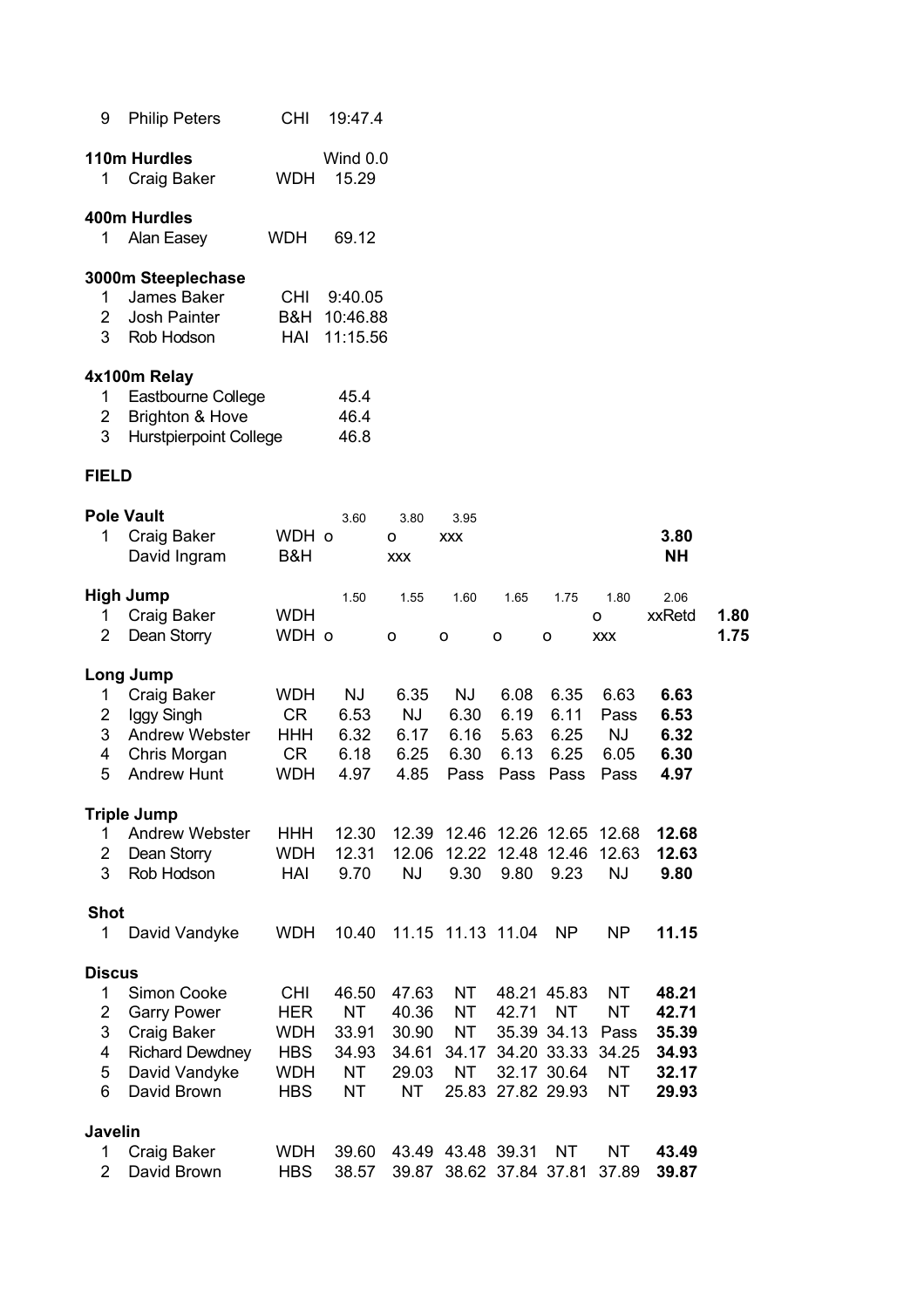| | | | |
|---|---|---|---|
| 9 | Philip Peters | CHI | 19:47.4 |

**110m Hurdles** Wind 0.0

| | | | |
|---|---|---|---|
| 1 | Craig Baker | WDH | 15.29 |

**400m Hurdles**

| | | | |
|---|---|---|---|
| 1 | Alan Easey | WDH | 69.12 |

**3000m Steeplechase**

| | | | |
|---|---|---|---|
| 1 | James Baker | CHI | 9:40.05 |
| 2 | Josh Painter | B&H | 10:46.88 |
| 3 | Rob Hodson | HAI | 11:15.56 |

**4x100m Relay**

| | | |
|---|---|---|
| 1 | Eastbourne College | 45.4 |
| 2 | Brighton & Hove | 46.4 |
| 3 | Hurstpierpoint College | 46.8 |

## FIELD

**Pole Vault**

| | | | 3.60 | 3.80 | 3.95 | |
|---|---|---|---|---|---|---|
| 1 | Craig Baker | WDH | o | o | xxx | **3.80** |
| | David Ingram | B&H | | xxx | | **NH** |

**High Jump**

| | | | 1.50 | 1.55 | 1.60 | 1.65 | 1.75 | 1.80 | 2.06 | |
|---|---|---|---|---|---|---|---|---|---|---|
| 1 | Craig Baker | WDH | | | | | | o | xxRetd | **1.80** |
| 2 | Dean Storry | WDH | o | o | o | o | o | xxx | | **1.75** |

**Long Jump**

| | | | | | | | | | |
|---|---|---|---|---|---|---|---|---|---|
| 1 | Craig Baker | WDH | NJ | 6.35 | NJ | 6.08 | 6.35 | 6.63 | **6.63** |
| 2 | Iggy Singh | CR | 6.53 | NJ | 6.30 | 6.19 | 6.11 | Pass | **6.53** |
| 3 | Andrew Webster | HHH | 6.32 | 6.17 | 6.16 | 5.63 | 6.25 | NJ | **6.32** |
| 4 | Chris Morgan | CR | 6.18 | 6.25 | 6.30 | 6.13 | 6.25 | 6.05 | **6.30** |
| 5 | Andrew Hunt | WDH | 4.97 | 4.85 | Pass | Pass | Pass | Pass | **4.97** |

**Triple Jump**

| | | | | | | | | | |
|---|---|---|---|---|---|---|---|---|---|
| 1 | Andrew Webster | HHH | 12.30 | 12.39 | 12.46 | 12.26 | 12.65 | 12.68 | **12.68** |
| 2 | Dean Storry | WDH | 12.31 | 12.06 | 12.22 | 12.48 | 12.46 | 12.63 | **12.63** |
| 3 | Rob Hodson | HAI | 9.70 | NJ | 9.30 | 9.80 | 9.23 | NJ | **9.80** |

**Shot**

| | | | | | | | | | |
|---|---|---|---|---|---|---|---|---|---|
| 1 | David Vandyke | WDH | 10.40 | 11.15 | 11.13 | 11.04 | NP | NP | **11.15** |

**Discus**

| | | | | | | | | | |
|---|---|---|---|---|---|---|---|---|---|
| 1 | Simon Cooke | CHI | 46.50 | 47.63 | NT | 48.21 | 45.83 | NT | **48.21** |
| 2 | Garry Power | HER | NT | 40.36 | NT | 42.71 | NT | NT | **42.71** |
| 3 | Craig Baker | WDH | 33.91 | 30.90 | NT | 35.39 | 34.13 | Pass | **35.39** |
| 4 | Richard Dewdney | HBS | 34.93 | 34.61 | 34.17 | 34.20 | 33.33 | 34.25 | **34.93** |
| 5 | David Vandyke | WDH | NT | 29.03 | NT | 32.17 | 30.64 | NT | **32.17** |
| 6 | David Brown | HBS | NT | NT | 25.83 | 27.82 | 29.93 | NT | **29.93** |

**Javelin**

| | | | | | | | | | |
|---|---|---|---|---|---|---|---|---|---|
| 1 | Craig Baker | WDH | 39.60 | 43.49 | 43.48 | 39.31 | NT | NT | **43.49** |
| 2 | David Brown | HBS | 38.57 | 39.87 | 38.62 | 37.84 | 37.81 | 37.89 | **39.87** |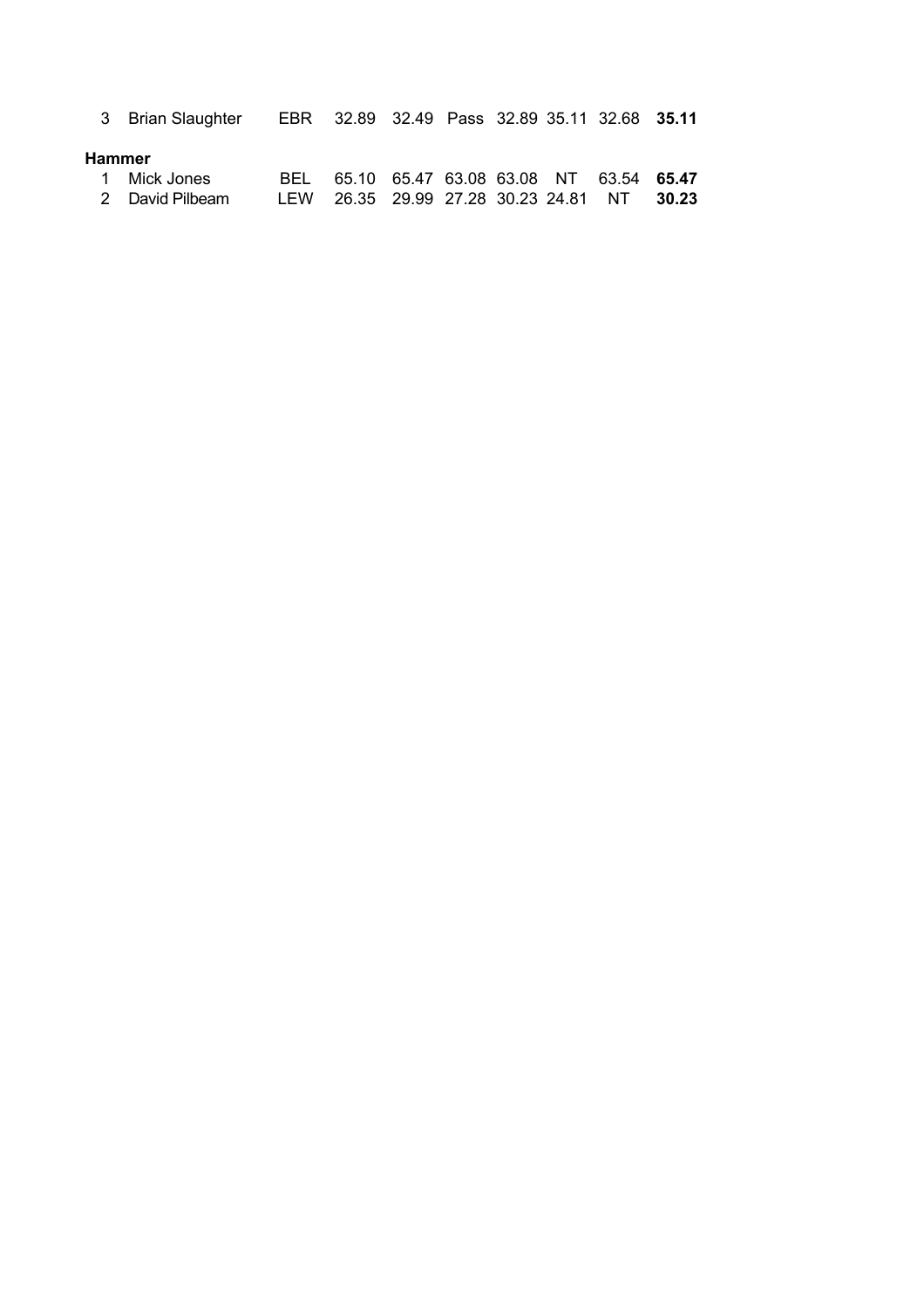| | | | | | | | | | |
|---|---|---|---|---|---|---|---|---|---|
| 3 | Brian Slaughter | EBR | 32.89 | 32.49 | Pass | 32.89 | 35.11 | 32.68 | **35.11** |

**Hammer**

| | | | | | | | | | |
|---|---|---|---|---|---|---|---|---|---|
| 1 | Mick Jones | BEL | 65.10 | 65.47 | 63.08 | 63.08 | NT | 63.54 | **65.47** |
| 2 | David Pilbeam | LEW | 26.35 | 29.99 | 27.28 | 30.23 | 24.81 | NT | **30.23** |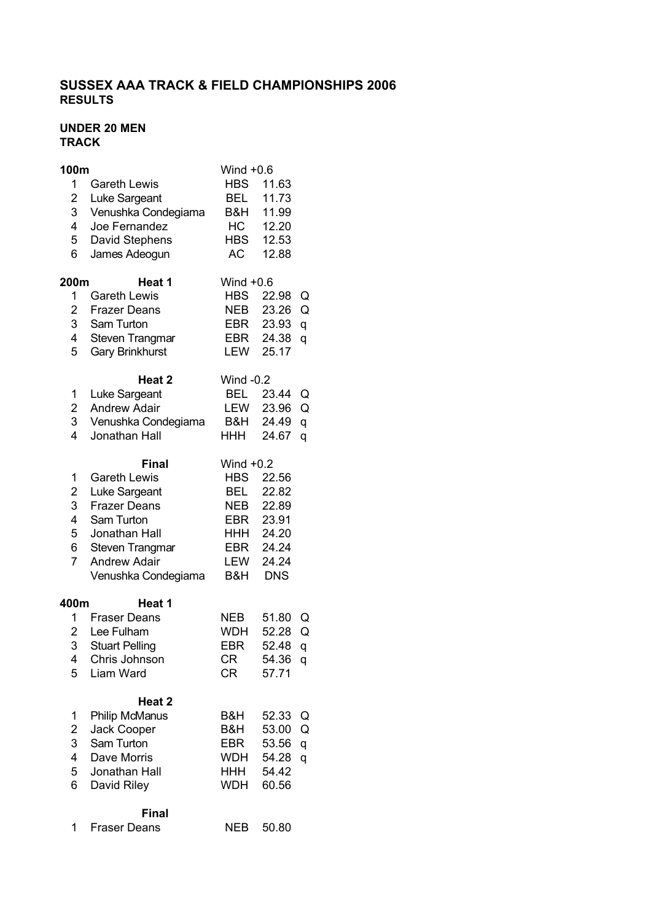# SUSSEX AAA TRACK & FIELD CHAMPIONSHIPS 2006
**RESULTS**

**UNDER 20 MEN**
**TRACK**

**100m** Wind +0.6

| | | | | |
|---|---|---|---|---|
| 1 | Gareth Lewis | HBS | 11.63 | |
| 2 | Luke Sargeant | BEL | 11.73 | |
| 3 | Venushka Condegiama | B&H | 11.99 | |
| 4 | Joe Fernandez | HC | 12.20 | |
| 5 | David Stephens | HBS | 12.53 | |
| 6 | James Adeogun | AC | 12.88 | |

**200m** **Heat 1** Wind +0.6

| | | | | |
|---|---|---|---|---|
| 1 | Gareth Lewis | HBS | 22.98 | Q |
| 2 | Frazer Deans | NEB | 23.26 | Q |
| 3 | Sam Turton | EBR | 23.93 | q |
| 4 | Steven Trangmar | EBR | 24.38 | q |
| 5 | Gary Brinkhurst | LEW | 25.17 | |

**Heat 2** Wind -0.2

| | | | | |
|---|---|---|---|---|
| 1 | Luke Sargeant | BEL | 23.44 | Q |
| 2 | Andrew Adair | LEW | 23.96 | Q |
| 3 | Venushka Condegiama | B&H | 24.49 | q |
| 4 | Jonathan Hall | HHH | 24.67 | q |

**Final** Wind +0.2

| | | | | |
|---|---|---|---|---|
| 1 | Gareth Lewis | HBS | 22.56 | |
| 2 | Luke Sargeant | BEL | 22.82 | |
| 3 | Frazer Deans | NEB | 22.89 | |
| 4 | Sam Turton | EBR | 23.91 | |
| 5 | Jonathan Hall | HHH | 24.20 | |
| 6 | Steven Trangmar | EBR | 24.24 | |
| 7 | Andrew Adair | LEW | 24.24 | |
| | Venushka Condegiama | B&H | DNS | |

**400m** **Heat 1**

| | | | | |
|---|---|---|---|---|
| 1 | Fraser Deans | NEB | 51.80 | Q |
| 2 | Lee Fulham | WDH | 52.28 | Q |
| 3 | Stuart Pelling | EBR | 52.48 | q |
| 4 | Chris Johnson | CR | 54.36 | q |
| 5 | Liam Ward | CR | 57.71 | |

**Heat 2**

| | | | | |
|---|---|---|---|---|
| 1 | Philip McManus | B&H | 52.33 | Q |
| 2 | Jack Cooper | B&H | 53.00 | Q |
| 3 | Sam Turton | EBR | 53.56 | q |
| 4 | Dave Morris | WDH | 54.28 | q |
| 5 | Jonathan Hall | HHH | 54.42 | |
| 6 | David Riley | WDH | 60.56 | |

**Final**

| | | | | |
|---|---|---|---|---|
| 1 | Fraser Deans | NEB | 50.80 | |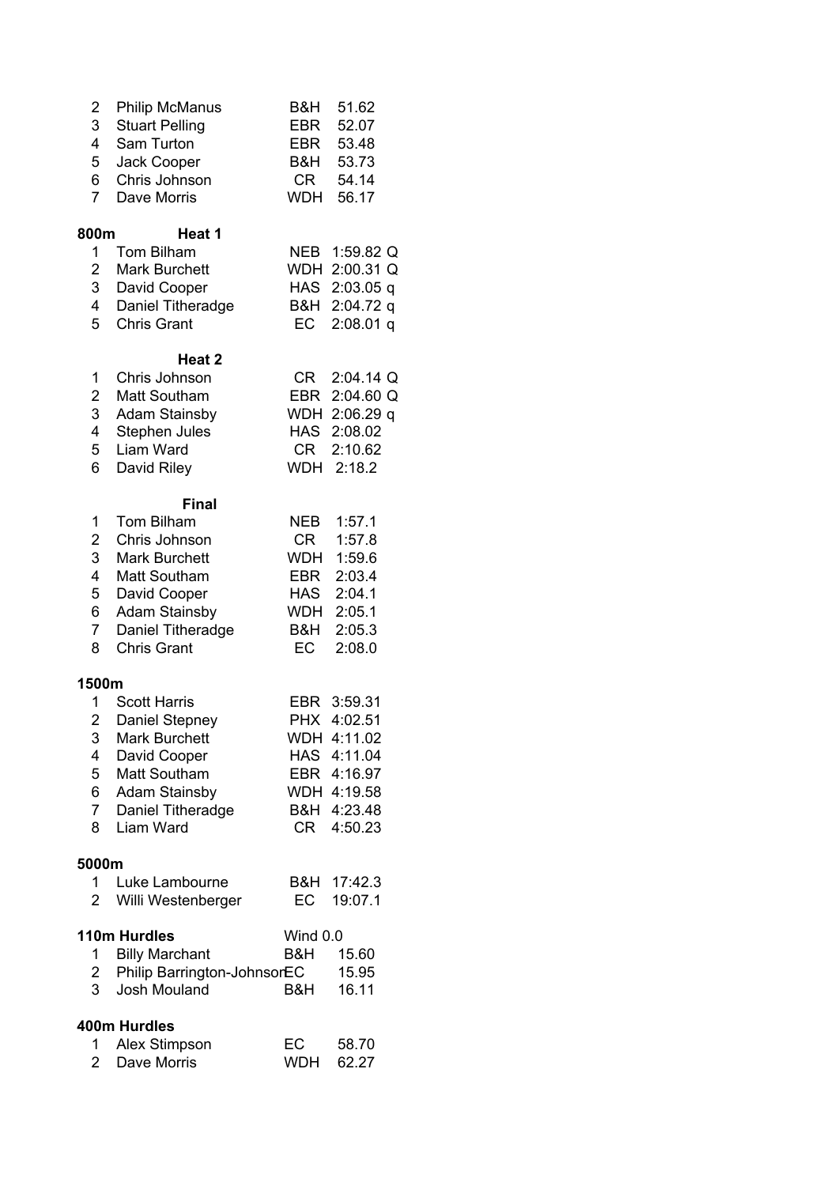| | | | |
|---|---|---|---|
| 2 | Philip McManus | B&H | 51.62 |
| 3 | Stuart Pelling | EBR | 52.07 |
| 4 | Sam Turton | EBR | 53.48 |
| 5 | Jack Cooper | B&H | 53.73 |
| 6 | Chris Johnson | CR | 54.14 |
| 7 | Dave Morris | WDH | 56.17 |

**800m** **Heat 1**

| | | | |
|---|---|---|---|
| 1 | Tom Bilham | NEB | 1:59.82 Q |
| 2 | Mark Burchett | WDH | 2:00.31 Q |
| 3 | David Cooper | HAS | 2:03.05 q |
| 4 | Daniel Titheradge | B&H | 2:04.72 q |
| 5 | Chris Grant | EC | 2:08.01 q |

**Heat 2**

| | | | |
|---|---|---|---|
| 1 | Chris Johnson | CR | 2:04.14 Q |
| 2 | Matt Southam | EBR | 2:04.60 Q |
| 3 | Adam Stainsby | WDH | 2:06.29 q |
| 4 | Stephen Jules | HAS | 2:08.02 |
| 5 | Liam Ward | CR | 2:10.62 |
| 6 | David Riley | WDH | 2:18.2 |

**Final**

| | | | |
|---|---|---|---|
| 1 | Tom Bilham | NEB | 1:57.1 |
| 2 | Chris Johnson | CR | 1:57.8 |
| 3 | Mark Burchett | WDH | 1:59.6 |
| 4 | Matt Southam | EBR | 2:03.4 |
| 5 | David Cooper | HAS | 2:04.1 |
| 6 | Adam Stainsby | WDH | 2:05.1 |
| 7 | Daniel Titheradge | B&H | 2:05.3 |
| 8 | Chris Grant | EC | 2:08.0 |

**1500m**

| | | | |
|---|---|---|---|
| 1 | Scott Harris | EBR | 3:59.31 |
| 2 | Daniel Stepney | PHX | 4:02.51 |
| 3 | Mark Burchett | WDH | 4:11.02 |
| 4 | David Cooper | HAS | 4:11.04 |
| 5 | Matt Southam | EBR | 4:16.97 |
| 6 | Adam Stainsby | WDH | 4:19.58 |
| 7 | Daniel Titheradge | B&H | 4:23.48 |
| 8 | Liam Ward | CR | 4:50.23 |

**5000m**

| | | | |
|---|---|---|---|
| 1 | Luke Lambourne | B&H | 17:42.3 |
| 2 | Willi Westenberger | EC | 19:07.1 |

**110m Hurdles** Wind 0.0

| | | | |
|---|---|---|---|
| 1 | Billy Marchant | B&H | 15.60 |
| 2 | Philip Barrington-Johnson | EC | 15.95 |
| 3 | Josh Mouland | B&H | 16.11 |

**400m Hurdles**

| | | | |
|---|---|---|---|
| 1 | Alex Stimpson | EC | 58.70 |
| 2 | Dave Morris | WDH | 62.27 |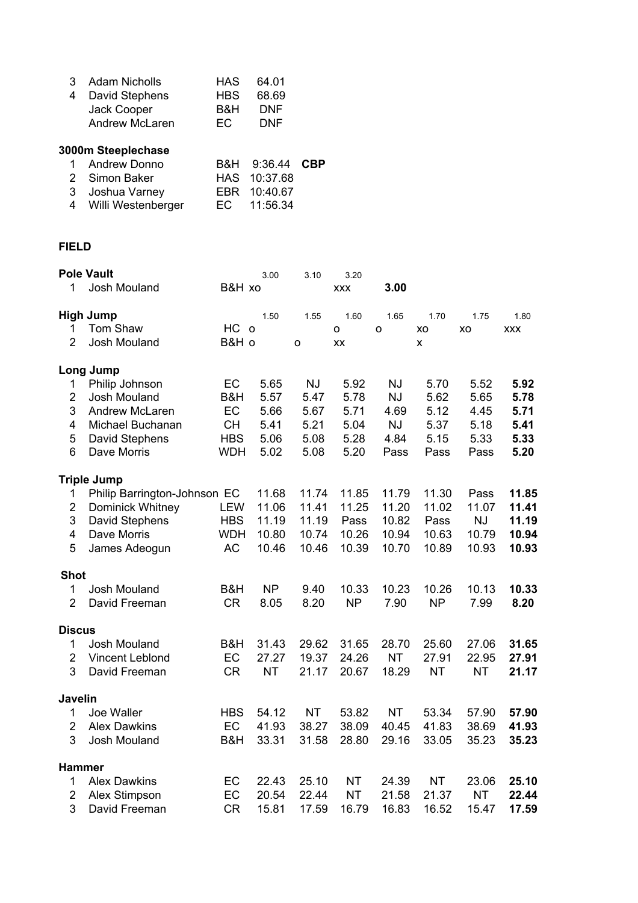| | | | |
|---|---|---|---|
| 3 | Adam Nicholls | HAS | 64.01 |
| 4 | David Stephens | HBS | 68.69 |
| | Jack Cooper | B&H | DNF |
| | Andrew McLaren | EC | DNF |

**3000m Steeplechase**

| | | | | |
|---|---|---|---|---|
| 1 | Andrew Donno | B&H | 9:36.44 | **CBP** |
| 2 | Simon Baker | HAS | 10:37.68 | |
| 3 | Joshua Varney | EBR | 10:40.67 | |
| 4 | Willi Westenberger | EC | 11:56.34 | |

## FIELD

**Pole Vault**

| | | | 3.00 | 3.10 | 3.20 | |
|---|---|---|---|---|---|---|
| 1 | Josh Mouland | B&H | xo | | xxx | **3.00** |

**High Jump**

| | | | 1.50 | 1.55 | 1.60 | 1.65 | 1.70 | 1.75 | 1.80 |
|---|---|---|---|---|---|---|---|---|---|
| 1 | Tom Shaw | HC | o | | o | o | xo | xo | xxx |
| 2 | Josh Mouland | B&H | o | o | xx | | x | | |

**Long Jump**

| | | | | | | | | | |
|---|---|---|---|---|---|---|---|---|---|
| 1 | Philip Johnson | EC | 5.65 | NJ | 5.92 | NJ | 5.70 | 5.52 | **5.92** |
| 2 | Josh Mouland | B&H | 5.57 | 5.47 | 5.78 | NJ | 5.62 | 5.65 | **5.78** |
| 3 | Andrew McLaren | EC | 5.66 | 5.67 | 5.71 | 4.69 | 5.12 | 4.45 | **5.71** |
| 4 | Michael Buchanan | CH | 5.41 | 5.21 | 5.04 | NJ | 5.37 | 5.18 | **5.41** |
| 5 | David Stephens | HBS | 5.06 | 5.08 | 5.28 | 4.84 | 5.15 | 5.33 | **5.33** |
| 6 | Dave Morris | WDH | 5.02 | 5.08 | 5.20 | Pass | Pass | Pass | **5.20** |

**Triple Jump**

| | | | | | | | | | |
|---|---|---|---|---|---|---|---|---|---|
| 1 | Philip Barrington-Johnson | EC | 11.68 | 11.74 | 11.85 | 11.79 | 11.30 | Pass | **11.85** |
| 2 | Dominick Whitney | LEW | 11.06 | 11.41 | 11.25 | 11.20 | 11.02 | 11.07 | **11.41** |
| 3 | David Stephens | HBS | 11.19 | 11.19 | Pass | 10.82 | Pass | NJ | **11.19** |
| 4 | Dave Morris | WDH | 10.80 | 10.74 | 10.26 | 10.94 | 10.63 | 10.79 | **10.94** |
| 5 | James Adeogun | AC | 10.46 | 10.46 | 10.39 | 10.70 | 10.89 | 10.93 | **10.93** |

**Shot**

| | | | | | | | | | |
|---|---|---|---|---|---|---|---|---|---|
| 1 | Josh Mouland | B&H | NP | 9.40 | 10.33 | 10.23 | 10.26 | 10.13 | **10.33** |
| 2 | David Freeman | CR | 8.05 | 8.20 | NP | 7.90 | NP | 7.99 | **8.20** |

**Discus**

| | | | | | | | | | |
|---|---|---|---|---|---|---|---|---|---|
| 1 | Josh Mouland | B&H | 31.43 | 29.62 | 31.65 | 28.70 | 25.60 | 27.06 | **31.65** |
| 2 | Vincent Leblond | EC | 27.27 | 19.37 | 24.26 | NT | 27.91 | 22.95 | **27.91** |
| 3 | David Freeman | CR | NT | 21.17 | 20.67 | 18.29 | NT | NT | **21.17** |

**Javelin**

| | | | | | | | | | |
|---|---|---|---|---|---|---|---|---|---|
| 1 | Joe Waller | HBS | 54.12 | NT | 53.82 | NT | 53.34 | 57.90 | **57.90** |
| 2 | Alex Dawkins | EC | 41.93 | 38.27 | 38.09 | 40.45 | 41.83 | 38.69 | **41.93** |
| 3 | Josh Mouland | B&H | 33.31 | 31.58 | 28.80 | 29.16 | 33.05 | 35.23 | **35.23** |

**Hammer**

| | | | | | | | | | |
|---|---|---|---|---|---|---|---|---|---|
| 1 | Alex Dawkins | EC | 22.43 | 25.10 | NT | 24.39 | NT | 23.06 | **25.10** |
| 2 | Alex Stimpson | EC | 20.54 | 22.44 | NT | 21.58 | 21.37 | NT | **22.44** |
| 3 | David Freeman | CR | 15.81 | 17.59 | 16.79 | 16.83 | 16.52 | 15.47 | **17.59** |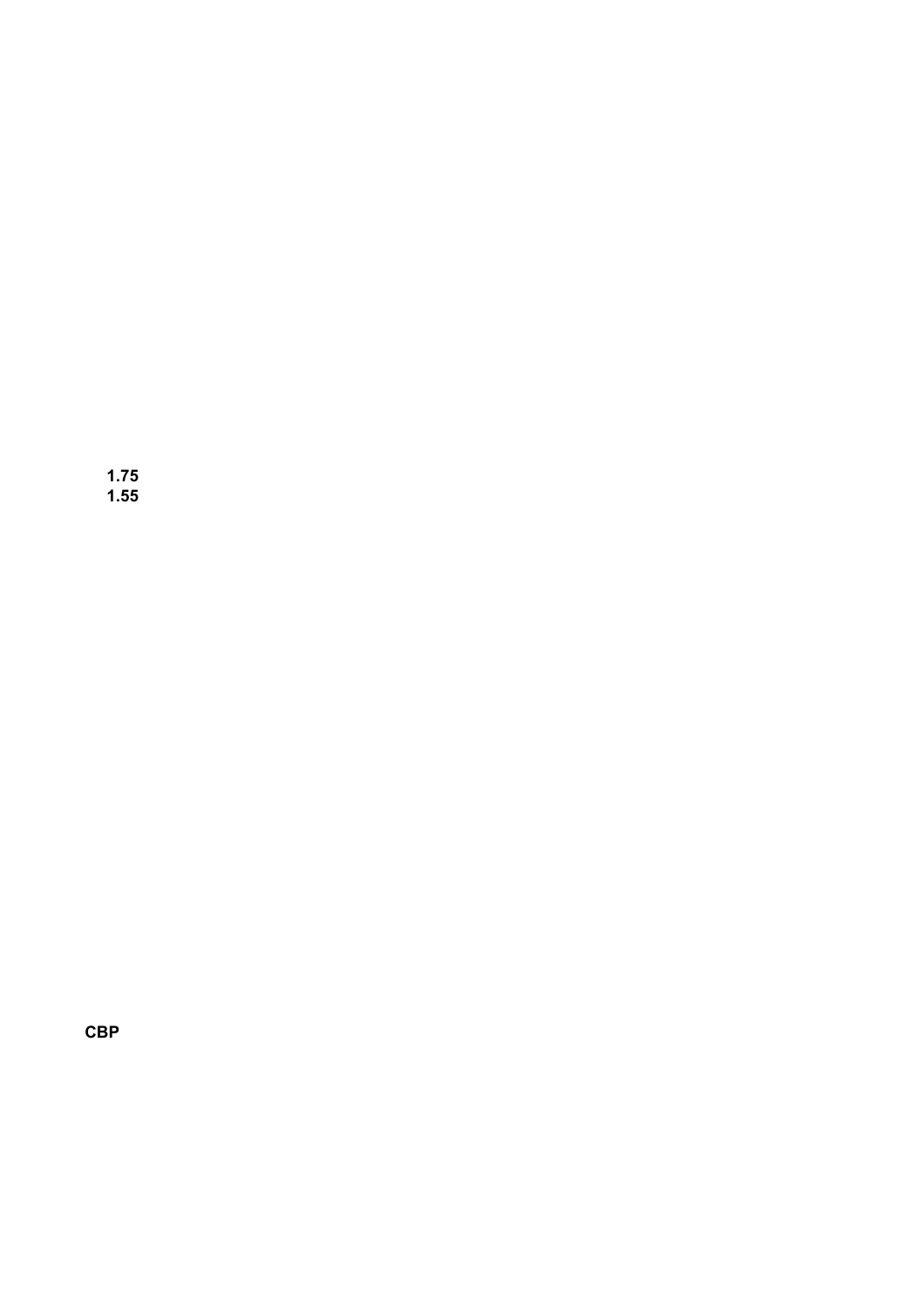1.75
1.55

CBP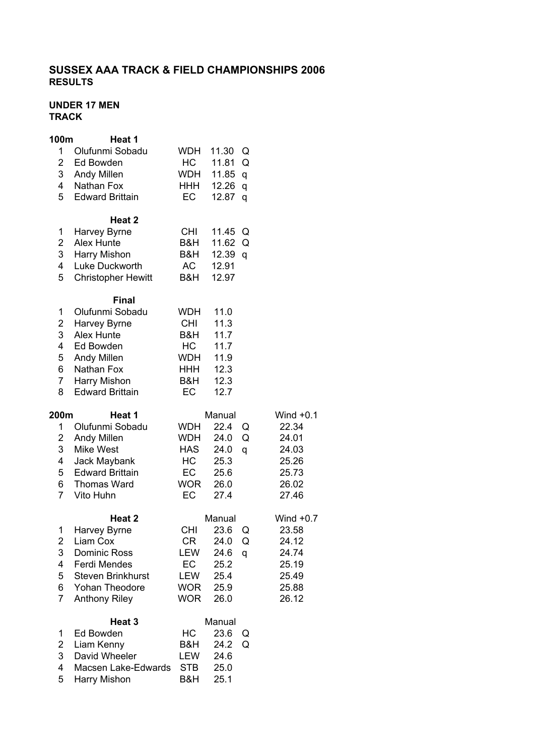# SUSSEX AAA TRACK & FIELD CHAMPIONSHIPS 2006

**RESULTS**

**UNDER 17 MEN**

**TRACK**

### 100m

**Heat 1**

| | | | | |
|---|---|---|---|---|
| 1 | Olufunmi Sobadu | WDH | 11.30 | Q |
| 2 | Ed Bowden | HC | 11.81 | Q |
| 3 | Andy Millen | WDH | 11.85 | q |
| 4 | Nathan Fox | HHH | 12.26 | q |
| 5 | Edward Brittain | EC | 12.87 | q |

**Heat 2**

| | | | | |
|---|---|---|---|---|
| 1 | Harvey Byrne | CHI | 11.45 | Q |
| 2 | Alex Hunte | B&H | 11.62 | Q |
| 3 | Harry Mishon | B&H | 12.39 | q |
| 4 | Luke Duckworth | AC | 12.91 | |
| 5 | Christopher Hewitt | B&H | 12.97 | |

**Final**

| | | | |
|---|---|---|---|
| 1 | Olufunmi Sobadu | WDH | 11.0 |
| 2 | Harvey Byrne | CHI | 11.3 |
| 3 | Alex Hunte | B&H | 11.7 |
| 4 | Ed Bowden | HC | 11.7 |
| 5 | Andy Millen | WDH | 11.9 |
| 6 | Nathan Fox | HHH | 12.3 |
| 7 | Harry Mishon | B&H | 12.3 |
| 8 | Edward Brittain | EC | 12.7 |

### 200m

**Heat 1**

| | | | Manual | | Wind +0.1 |
|---|---|---|---|---|---|
| 1 | Olufunmi Sobadu | WDH | 22.4 | Q | 22.34 |
| 2 | Andy Millen | WDH | 24.0 | Q | 24.01 |
| 3 | Mike West | HAS | 24.0 | q | 24.03 |
| 4 | Jack Maybank | HC | 25.3 | | 25.26 |
| 5 | Edward Brittain | EC | 25.6 | | 25.73 |
| 6 | Thomas Ward | WOR | 26.0 | | 26.02 |
| 7 | Vito Huhn | EC | 27.4 | | 27.46 |

**Heat 2**

| | | | Manual | | Wind +0.7 |
|---|---|---|---|---|---|
| 1 | Harvey Byrne | CHI | 23.6 | Q | 23.58 |
| 2 | Liam Cox | CR | 24.0 | Q | 24.12 |
| 3 | Dominic Ross | LEW | 24.6 | q | 24.74 |
| 4 | Ferdi Mendes | EC | 25.2 | | 25.19 |
| 5 | Steven Brinkhurst | LEW | 25.4 | | 25.49 |
| 6 | Yohan Theodore | WOR | 25.9 | | 25.88 |
| 7 | Anthony Riley | WOR | 26.0 | | 26.12 |

**Heat 3**

| | | | Manual | |
|---|---|---|---|---|
| 1 | Ed Bowden | HC | 23.6 | Q |
| 2 | Liam Kenny | B&H | 24.2 | Q |
| 3 | David Wheeler | LEW | 24.6 | |
| 4 | Macsen Lake-Edwards | STB | 25.0 | |
| 5 | Harry Mishon | B&H | 25.1 | |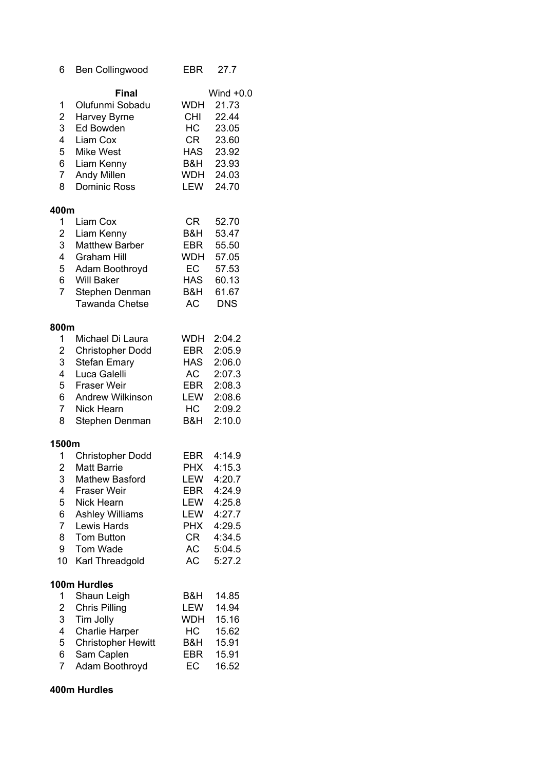| | | | |
|---|---|---|---|
| 6 | Ben Collingwood | EBR | 27.7 |

| | **Final** | | Wind +0.0 |
|---|---|---|---|
| 1 | Olufunmi Sobadu | WDH | 21.73 |
| 2 | Harvey Byrne | CHI | 22.44 |
| 3 | Ed Bowden | HC | 23.05 |
| 4 | Liam Cox | CR | 23.60 |
| 5 | Mike West | HAS | 23.92 |
| 6 | Liam Kenny | B&H | 23.93 |
| 7 | Andy Millen | WDH | 24.03 |
| 8 | Dominic Ross | LEW | 24.70 |

**400m**

| | | | |
|---|---|---|---|
| 1 | Liam Cox | CR | 52.70 |
| 2 | Liam Kenny | B&H | 53.47 |
| 3 | Matthew Barber | EBR | 55.50 |
| 4 | Graham Hill | WDH | 57.05 |
| 5 | Adam Boothroyd | EC | 57.53 |
| 6 | Will Baker | HAS | 60.13 |
| 7 | Stephen Denman | B&H | 61.67 |
| | Tawanda Chetse | AC | DNS |

**800m**

| | | | |
|---|---|---|---|
| 1 | Michael Di Laura | WDH | 2:04.2 |
| 2 | Christopher Dodd | EBR | 2:05.9 |
| 3 | Stefan Emary | HAS | 2:06.0 |
| 4 | Luca Galelli | AC | 2:07.3 |
| 5 | Fraser Weir | EBR | 2:08.3 |
| 6 | Andrew Wilkinson | LEW | 2:08.6 |
| 7 | Nick Hearn | HC | 2:09.2 |
| 8 | Stephen Denman | B&H | 2:10.0 |

**1500m**

| | | | |
|---|---|---|---|
| 1 | Christopher Dodd | EBR | 4:14.9 |
| 2 | Matt Barrie | PHX | 4:15.3 |
| 3 | Mathew Basford | LEW | 4:20.7 |
| 4 | Fraser Weir | EBR | 4:24.9 |
| 5 | Nick Hearn | LEW | 4:25.8 |
| 6 | Ashley Williams | LEW | 4:27.7 |
| 7 | Lewis Hards | PHX | 4:29.5 |
| 8 | Tom Button | CR | 4:34.5 |
| 9 | Tom Wade | AC | 5:04.5 |
| 10 | Karl Threadgold | AC | 5:27.2 |

**100m Hurdles**

| | | | |
|---|---|---|---|
| 1 | Shaun Leigh | B&H | 14.85 |
| 2 | Chris Pilling | LEW | 14.94 |
| 3 | Tim Jolly | WDH | 15.16 |
| 4 | Charlie Harper | HC | 15.62 |
| 5 | Christopher Hewitt | B&H | 15.91 |
| 6 | Sam Caplen | EBR | 15.91 |
| 7 | Adam Boothroyd | EC | 16.52 |

**400m Hurdles**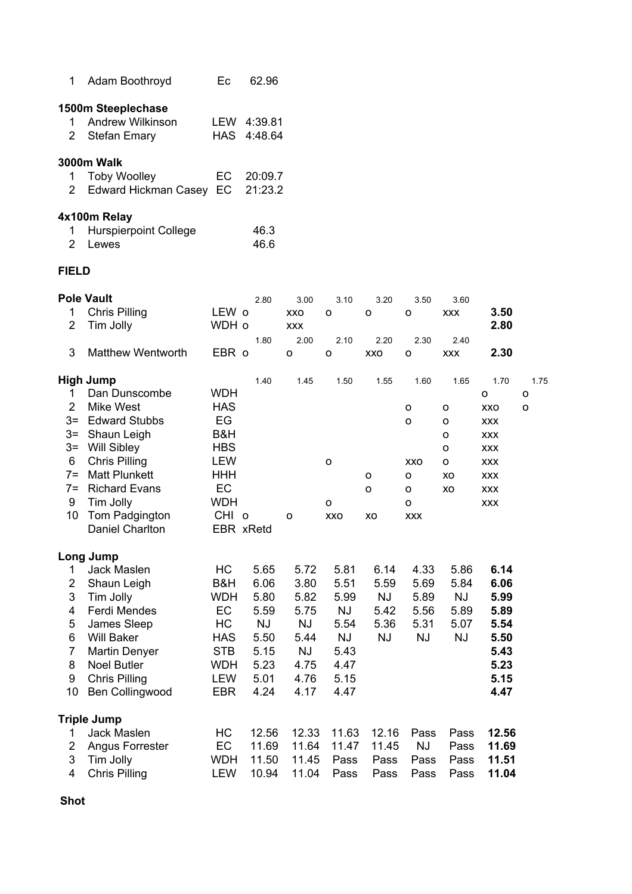| | | | |
|---|---|---|---|
| 1 | Adam Boothroyd | Ec | 62.96 |

**1500m Steeplechase**

| | | | |
|---|---|---|---|
| 1 | Andrew Wilkinson | LEW | 4:39.81 |
| 2 | Stefan Emary | HAS | 4:48.64 |

**3000m Walk**

| | | | |
|---|---|---|---|
| 1 | Toby Woolley | EC | 20:09.7 |
| 2 | Edward Hickman Casey | EC | 21:23.2 |

**4x100m Relay**

| | | |
|---|---|---|
| 1 | Hurspierpoint College | 46.3 |
| 2 | Lewes | 46.6 |

## FIELD

**Pole Vault**

| | | | 2.80 | 3.00 | 3.10 | 3.20 | 3.50 | 3.60 | |
|---|---|---|---|---|---|---|---|---|---|
| 1 | Chris Pilling | LEW | o | xxo | o | o | o | xxx | **3.50** |
| 2 | Tim Jolly | WDH | o | xxx | | | | | **2.80** |
| | | | 1.80 | 2.00 | 2.10 | 2.20 | 2.30 | 2.40 | |
| 3 | Matthew Wentworth | EBR | o | o | o | xxo | o | xxx | **2.30** |

**High Jump**

| | | | 1.40 | 1.45 | 1.50 | 1.55 | 1.60 | 1.65 | 1.70 | 1.75 |
|---|---|---|---|---|---|---|---|---|---|---|
| 1 | Dan Dunscombe | WDH | | | | | | | o | o |
| 2 | Mike West | HAS | | | | | o | o | xxo | o |
| 3= | Edward Stubbs | EG | | | | | o | o | xxx | |
| 3= | Shaun Leigh | B&H | | | | | | o | xxx | |
| 3= | Will Sibley | HBS | | | | | | o | xxx | |
| 6 | Chris Pilling | LEW | | | o | | xxo | o | xxx | |
| 7= | Matt Plunkett | HHH | | | | o | o | xo | xxx | |
| 7= | Richard Evans | EC | | | | o | o | xo | xxx | |
| 9 | Tim Jolly | WDH | | | o | | o | | xxx | |
| 10 | Tom Padgington | CHI | o | o | xxo | xo | xxx | | | |
| | Daniel Charlton | EBR | xRetd | | | | | | | |

**Long Jump**

| | | | | | | | | | |
|---|---|---|---|---|---|---|---|---|---|
| 1 | Jack Maslen | HC | 5.65 | 5.72 | 5.81 | 6.14 | 4.33 | 5.86 | **6.14** |
| 2 | Shaun Leigh | B&H | 6.06 | 3.80 | 5.51 | 5.59 | 5.69 | 5.84 | **6.06** |
| 3 | Tim Jolly | WDH | 5.80 | 5.82 | 5.99 | NJ | 5.89 | NJ | **5.99** |
| 4 | Ferdi Mendes | EC | 5.59 | 5.75 | NJ | 5.42 | 5.56 | 5.89 | **5.89** |
| 5 | James Sleep | HC | NJ | NJ | 5.54 | 5.36 | 5.31 | 5.07 | **5.54** |
| 6 | Will Baker | HAS | 5.50 | 5.44 | NJ | NJ | NJ | NJ | **5.50** |
| 7 | Martin Denyer | STB | 5.15 | NJ | 5.43 | | | | **5.43** |
| 8 | Noel Butler | WDH | 5.23 | 4.75 | 4.47 | | | | **5.23** |
| 9 | Chris Pilling | LEW | 5.01 | 4.76 | 5.15 | | | | **5.15** |
| 10 | Ben Collingwood | EBR | 4.24 | 4.17 | 4.47 | | | | **4.47** |

**Triple Jump**

| | | | | | | | | | |
|---|---|---|---|---|---|---|---|---|---|
| 1 | Jack Maslen | HC | 12.56 | 12.33 | 11.63 | 12.16 | Pass | Pass | **12.56** |
| 2 | Angus Forrester | EC | 11.69 | 11.64 | 11.47 | 11.45 | NJ | Pass | **11.69** |
| 3 | Tim Jolly | WDH | 11.50 | 11.45 | Pass | Pass | Pass | Pass | **11.51** |
| 4 | Chris Pilling | LEW | 10.94 | 11.04 | Pass | Pass | Pass | Pass | **11.04** |

**Shot**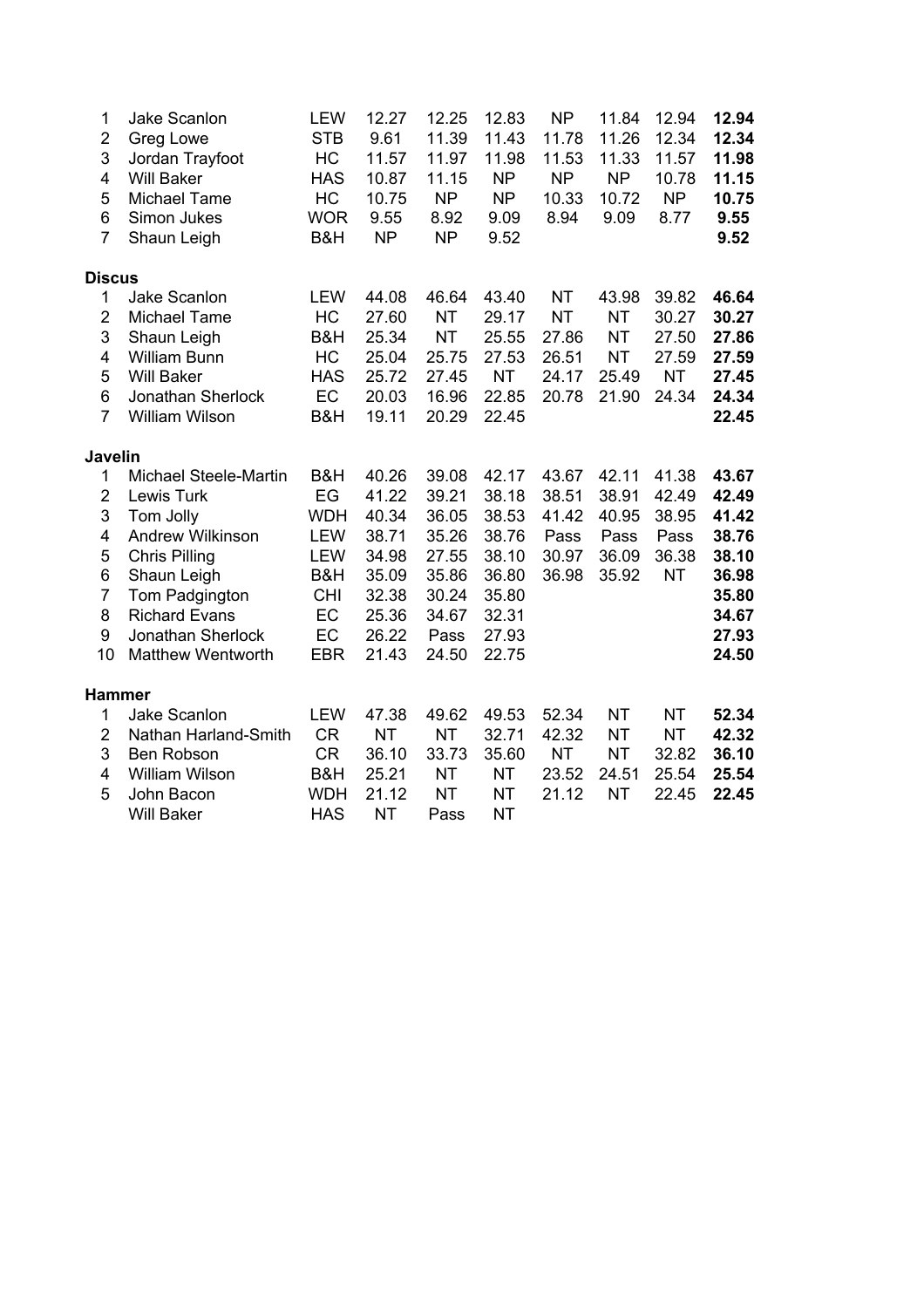| | | | | | | | | | |
|---|---|---|---|---|---|---|---|---|---|
| 1 | Jake Scanlon | LEW | 12.27 | 12.25 | 12.83 | NP | 11.84 | 12.94 | **12.94** |
| 2 | Greg Lowe | STB | 9.61 | 11.39 | 11.43 | 11.78 | 11.26 | 12.34 | **12.34** |
| 3 | Jordan Trayfoot | HC | 11.57 | 11.97 | 11.98 | 11.53 | 11.33 | 11.57 | **11.98** |
| 4 | Will Baker | HAS | 10.87 | 11.15 | NP | NP | NP | 10.78 | **11.15** |
| 5 | Michael Tame | HC | 10.75 | NP | NP | 10.33 | 10.72 | NP | **10.75** |
| 6 | Simon Jukes | WOR | 9.55 | 8.92 | 9.09 | 8.94 | 9.09 | 8.77 | **9.55** |
| 7 | Shaun Leigh | B&H | NP | NP | 9.52 | | | | **9.52** |

**Discus**

| | | | | | | | | | |
|---|---|---|---|---|---|---|---|---|---|
| 1 | Jake Scanlon | LEW | 44.08 | 46.64 | 43.40 | NT | 43.98 | 39.82 | **46.64** |
| 2 | Michael Tame | HC | 27.60 | NT | 29.17 | NT | NT | 30.27 | **30.27** |
| 3 | Shaun Leigh | B&H | 25.34 | NT | 25.55 | 27.86 | NT | 27.50 | **27.86** |
| 4 | William Bunn | HC | 25.04 | 25.75 | 27.53 | 26.51 | NT | 27.59 | **27.59** |
| 5 | Will Baker | HAS | 25.72 | 27.45 | NT | 24.17 | 25.49 | NT | **27.45** |
| 6 | Jonathan Sherlock | EC | 20.03 | 16.96 | 22.85 | 20.78 | 21.90 | 24.34 | **24.34** |
| 7 | William Wilson | B&H | 19.11 | 20.29 | 22.45 | | | | **22.45** |

**Javelin**

| | | | | | | | | | |
|---|---|---|---|---|---|---|---|---|---|
| 1 | Michael Steele-Martin | B&H | 40.26 | 39.08 | 42.17 | 43.67 | 42.11 | 41.38 | **43.67** |
| 2 | Lewis Turk | EG | 41.22 | 39.21 | 38.18 | 38.51 | 38.91 | 42.49 | **42.49** |
| 3 | Tom Jolly | WDH | 40.34 | 36.05 | 38.53 | 41.42 | 40.95 | 38.95 | **41.42** |
| 4 | Andrew Wilkinson | LEW | 38.71 | 35.26 | 38.76 | Pass | Pass | Pass | **38.76** |
| 5 | Chris Pilling | LEW | 34.98 | 27.55 | 38.10 | 30.97 | 36.09 | 36.38 | **38.10** |
| 6 | Shaun Leigh | B&H | 35.09 | 35.86 | 36.80 | 36.98 | 35.92 | NT | **36.98** |
| 7 | Tom Padgington | CHI | 32.38 | 30.24 | 35.80 | | | | **35.80** |
| 8 | Richard Evans | EC | 25.36 | 34.67 | 32.31 | | | | **34.67** |
| 9 | Jonathan Sherlock | EC | 26.22 | Pass | 27.93 | | | | **27.93** |
| 10 | Matthew Wentworth | EBR | 21.43 | 24.50 | 22.75 | | | | **24.50** |

**Hammer**

| | | | | | | | | | |
|---|---|---|---|---|---|---|---|---|---|
| 1 | Jake Scanlon | LEW | 47.38 | 49.62 | 49.53 | 52.34 | NT | NT | **52.34** |
| 2 | Nathan Harland-Smith | CR | NT | NT | 32.71 | 42.32 | NT | NT | **42.32** |
| 3 | Ben Robson | CR | 36.10 | 33.73 | 35.60 | NT | NT | 32.82 | **36.10** |
| 4 | William Wilson | B&H | 25.21 | NT | NT | 23.52 | 24.51 | 25.54 | **25.54** |
| 5 | John Bacon | WDH | 21.12 | NT | NT | 21.12 | NT | 22.45 | **22.45** |
| | Will Baker | HAS | NT | Pass | NT | | | | |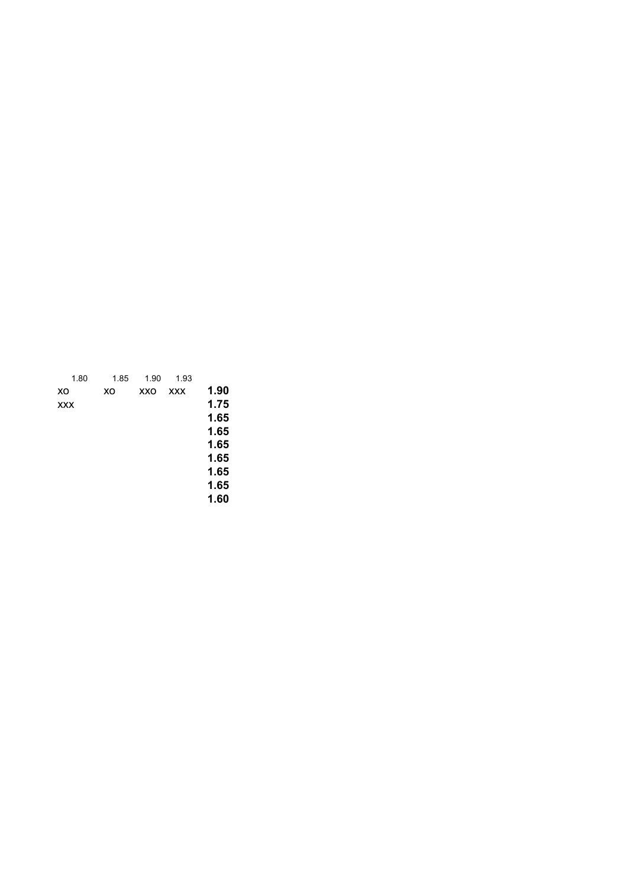| 1.80 | 1.85 | 1.90 | 1.93 | |
|---|---|---|---|---|
| XO | XO | XXO | XXX | **1.90** |
| XXX | | | | **1.75** |
| | | | | **1.65** |
| | | | | **1.65** |
| | | | | **1.65** |
| | | | | **1.65** |
| | | | | **1.65** |
| | | | | **1.65** |
| | | | | **1.60** |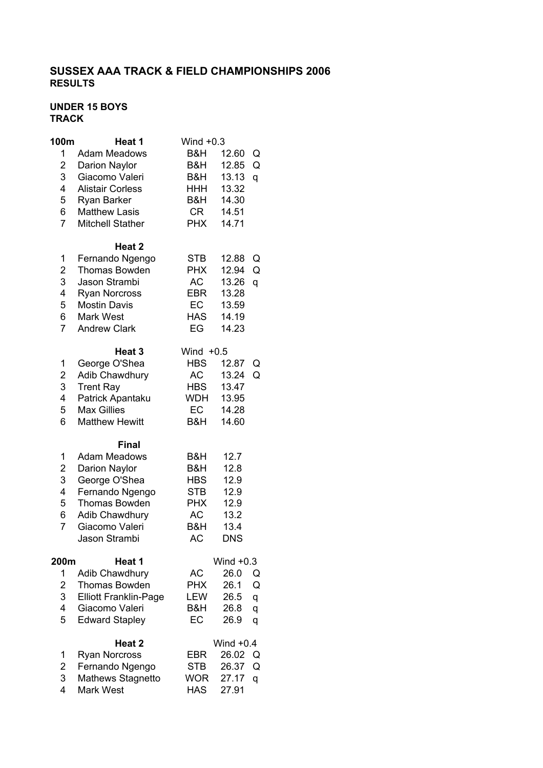# SUSSEX AAA TRACK & FIELD CHAMPIONSHIPS 2006

## RESULTS

### UNDER 15 BOYS

### TRACK

**100m** **Heat 1** Wind +0.3

| | | | | |
|---|---|---|---|---|
| 1 | Adam Meadows | B&H | 12.60 | Q |
| 2 | Darion Naylor | B&H | 12.85 | Q |
| 3 | Giacomo Valeri | B&H | 13.13 | q |
| 4 | Alistair Corless | HHH | 13.32 | |
| 5 | Ryan Barker | B&H | 14.30 | |
| 6 | Matthew Lasis | CR | 14.51 | |
| 7 | Mitchell Stather | PHX | 14.71 | |

**Heat 2**

| | | | | |
|---|---|---|---|---|
| 1 | Fernando Ngengo | STB | 12.88 | Q |
| 2 | Thomas Bowden | PHX | 12.94 | Q |
| 3 | Jason Strambi | AC | 13.26 | q |
| 4 | Ryan Norcross | EBR | 13.28 | |
| 5 | Mostin Davis | EC | 13.59 | |
| 6 | Mark West | HAS | 14.19 | |
| 7 | Andrew Clark | EG | 14.23 | |

**Heat 3** Wind +0.5

| | | | | |
|---|---|---|---|---|
| 1 | George O'Shea | HBS | 12.87 | Q |
| 2 | Adib Chawdhury | AC | 13.24 | Q |
| 3 | Trent Ray | HBS | 13.47 | |
| 4 | Patrick Apantaku | WDH | 13.95 | |
| 5 | Max Gillies | EC | 14.28 | |
| 6 | Matthew Hewitt | B&H | 14.60 | |

**Final**

| | | | |
|---|---|---|---|
| 1 | Adam Meadows | B&H | 12.7 |
| 2 | Darion Naylor | B&H | 12.8 |
| 3 | George O'Shea | HBS | 12.9 |
| 4 | Fernando Ngengo | STB | 12.9 |
| 5 | Thomas Bowden | PHX | 12.9 |
| 6 | Adib Chawdhury | AC | 13.2 |
| 7 | Giacomo Valeri | B&H | 13.4 |
| | Jason Strambi | AC | DNS |

**200m** **Heat 1** Wind +0.3

| | | | | |
|---|---|---|---|---|
| 1 | Adib Chawdhury | AC | 26.0 | Q |
| 2 | Thomas Bowden | PHX | 26.1 | Q |
| 3 | Elliott Franklin-Page | LEW | 26.5 | q |
| 4 | Giacomo Valeri | B&H | 26.8 | q |
| 5 | Edward Stapley | EC | 26.9 | q |

**Heat 2** Wind +0.4

| | | | | |
|---|---|---|---|---|
| 1 | Ryan Norcross | EBR | 26.02 | Q |
| 2 | Fernando Ngengo | STB | 26.37 | Q |
| 3 | Mathews Stagnetto | WOR | 27.17 | q |
| 4 | Mark West | HAS | 27.91 | |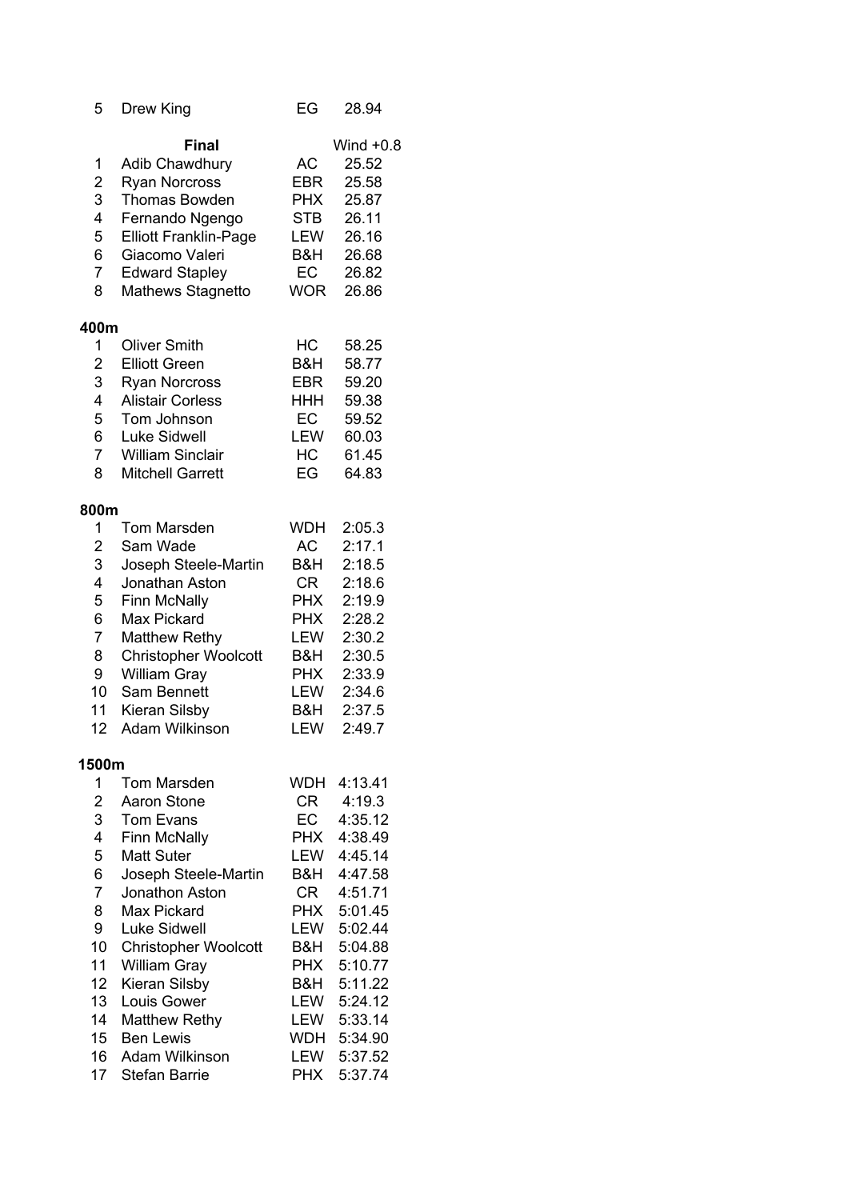| | | | |
|---|---|---|---|
| 5 | Drew King | EG | 28.94 |

**Final** Wind +0.8

| | | | |
|---|---|---|---|
| 1 | Adib Chawdhury | AC | 25.52 |
| 2 | Ryan Norcross | EBR | 25.58 |
| 3 | Thomas Bowden | PHX | 25.87 |
| 4 | Fernando Ngengo | STB | 26.11 |
| 5 | Elliott Franklin-Page | LEW | 26.16 |
| 6 | Giacomo Valeri | B&H | 26.68 |
| 7 | Edward Stapley | EC | 26.82 |
| 8 | Mathews Stagnetto | WOR | 26.86 |

**400m**

| | | | |
|---|---|---|---|
| 1 | Oliver Smith | HC | 58.25 |
| 2 | Elliott Green | B&H | 58.77 |
| 3 | Ryan Norcross | EBR | 59.20 |
| 4 | Alistair Corless | HHH | 59.38 |
| 5 | Tom Johnson | EC | 59.52 |
| 6 | Luke Sidwell | LEW | 60.03 |
| 7 | William Sinclair | HC | 61.45 |
| 8 | Mitchell Garrett | EG | 64.83 |

**800m**

| | | | |
|---|---|---|---|
| 1 | Tom Marsden | WDH | 2:05.3 |
| 2 | Sam Wade | AC | 2:17.1 |
| 3 | Joseph Steele-Martin | B&H | 2:18.5 |
| 4 | Jonathan Aston | CR | 2:18.6 |
| 5 | Finn McNally | PHX | 2:19.9 |
| 6 | Max Pickard | PHX | 2:28.2 |
| 7 | Matthew Rethy | LEW | 2:30.2 |
| 8 | Christopher Woolcott | B&H | 2:30.5 |
| 9 | William Gray | PHX | 2:33.9 |
| 10 | Sam Bennett | LEW | 2:34.6 |
| 11 | Kieran Silsby | B&H | 2:37.5 |
| 12 | Adam Wilkinson | LEW | 2:49.7 |

**1500m**

| | | | |
|---|---|---|---|
| 1 | Tom Marsden | WDH | 4:13.41 |
| 2 | Aaron Stone | CR | 4:19.3 |
| 3 | Tom Evans | EC | 4:35.12 |
| 4 | Finn McNally | PHX | 4:38.49 |
| 5 | Matt Suter | LEW | 4:45.14 |
| 6 | Joseph Steele-Martin | B&H | 4:47.58 |
| 7 | Jonathon Aston | CR | 4:51.71 |
| 8 | Max Pickard | PHX | 5:01.45 |
| 9 | Luke Sidwell | LEW | 5:02.44 |
| 10 | Christopher Woolcott | B&H | 5:04.88 |
| 11 | William Gray | PHX | 5:10.77 |
| 12 | Kieran Silsby | B&H | 5:11.22 |
| 13 | Louis Gower | LEW | 5:24.12 |
| 14 | Matthew Rethy | LEW | 5:33.14 |
| 15 | Ben Lewis | WDH | 5:34.90 |
| 16 | Adam Wilkinson | LEW | 5:37.52 |
| 17 | Stefan Barrie | PHX | 5:37.74 |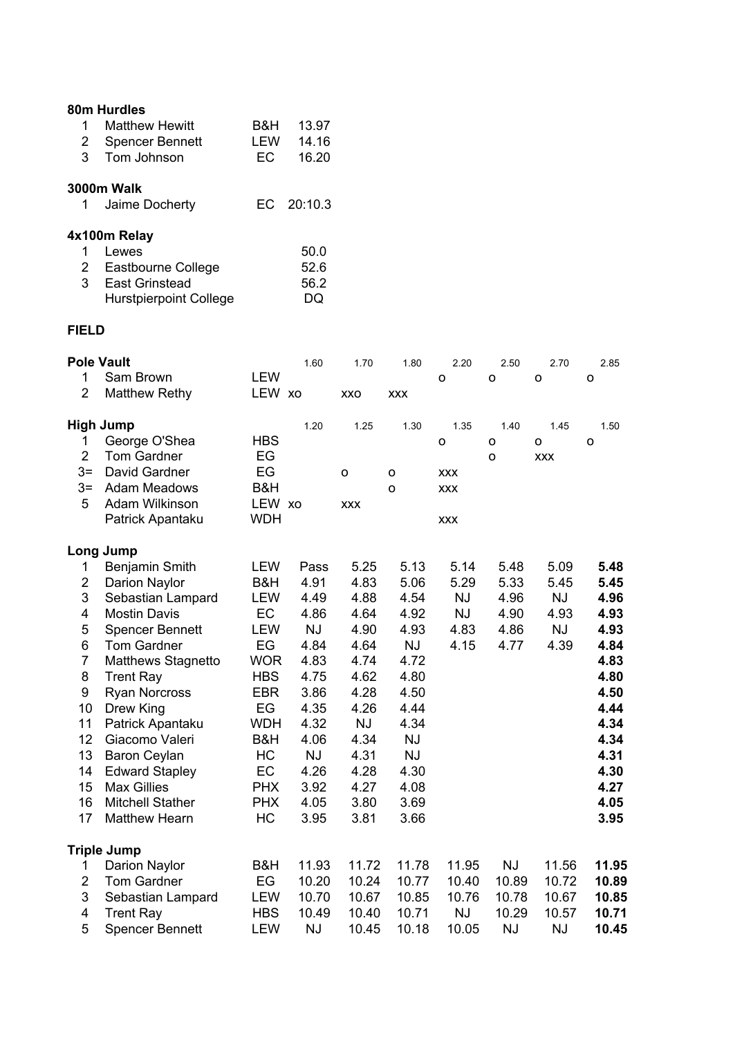### 80m Hurdles

| | | | |
|---|---|---|---|
| 1 | Matthew Hewitt | B&H | 13.97 |
| 2 | Spencer Bennett | LEW | 14.16 |
| 3 | Tom Johnson | EC | 16.20 |

### 3000m Walk

| | | | |
|---|---|---|---|
| 1 | Jaime Docherty | EC | 20:10.3 |

### 4x100m Relay

| | | |
|---|---|---|
| 1 | Lewes | 50.0 |
| 2 | Eastbourne College | 52.6 |
| 3 | East Grinstead | 56.2 |
| | Hurstpierpoint College | DQ |

## FIELD

### Pole Vault

| | | | 1.60 | 1.70 | 1.80 | 2.20 | 2.50 | 2.70 | 2.85 |
|---|---|---|---|---|---|---|---|---|---|
| 1 | Sam Brown | LEW | | | | o | o | o | o |
| 2 | Matthew Rethy | LEW | xo | xxo | xxx | | | | |

### High Jump

| | | | 1.20 | 1.25 | 1.30 | 1.35 | 1.40 | 1.45 | 1.50 |
|---|---|---|---|---|---|---|---|---|---|
| 1 | George O'Shea | HBS | | | | o | o | o | o |
| 2 | Tom Gardner | EG | | | | | o | xxx | |
| 3= | David Gardner | EG | | o | o | xxx | | | |
| 3= | Adam Meadows | B&H | | | o | xxx | | | |
| 5 | Adam Wilkinson | LEW | xo | xxx | | | | | |
| | Patrick Apantaku | WDH | | | | xxx | | | |

### Long Jump

| | | | | | | | | | |
|---|---|---|---|---|---|---|---|---|---|
| 1 | Benjamin Smith | LEW | Pass | 5.25 | 5.13 | 5.14 | 5.48 | 5.09 | **5.48** |
| 2 | Darion Naylor | B&H | 4.91 | 4.83 | 5.06 | 5.29 | 5.33 | 5.45 | **5.45** |
| 3 | Sebastian Lampard | LEW | 4.49 | 4.88 | 4.54 | NJ | 4.96 | NJ | **4.96** |
| 4 | Mostin Davis | EC | 4.86 | 4.64 | 4.92 | NJ | 4.90 | 4.93 | **4.93** |
| 5 | Spencer Bennett | LEW | NJ | 4.90 | 4.93 | 4.83 | 4.86 | NJ | **4.93** |
| 6 | Tom Gardner | EG | 4.84 | 4.64 | NJ | 4.15 | 4.77 | 4.39 | **4.84** |
| 7 | Matthews Stagnetto | WOR | 4.83 | 4.74 | 4.72 | | | | **4.83** |
| 8 | Trent Ray | HBS | 4.75 | 4.62 | 4.80 | | | | **4.80** |
| 9 | Ryan Norcross | EBR | 3.86 | 4.28 | 4.50 | | | | **4.50** |
| 10 | Drew King | EG | 4.35 | 4.26 | 4.44 | | | | **4.44** |
| 11 | Patrick Apantaku | WDH | 4.32 | NJ | 4.34 | | | | **4.34** |
| 12 | Giacomo Valeri | B&H | 4.06 | 4.34 | NJ | | | | **4.34** |
| 13 | Baron Ceylan | HC | NJ | 4.31 | NJ | | | | **4.31** |
| 14 | Edward Stapley | EC | 4.26 | 4.28 | 4.30 | | | | **4.30** |
| 15 | Max Gillies | PHX | 3.92 | 4.27 | 4.08 | | | | **4.27** |
| 16 | Mitchell Stather | PHX | 4.05 | 3.80 | 3.69 | | | | **4.05** |
| 17 | Matthew Hearn | HC | 3.95 | 3.81 | 3.66 | | | | **3.95** |

### Triple Jump

| | | | | | | | | | |
|---|---|---|---|---|---|---|---|---|---|
| 1 | Darion Naylor | B&H | 11.93 | 11.72 | 11.78 | 11.95 | NJ | 11.56 | **11.95** |
| 2 | Tom Gardner | EG | 10.20 | 10.24 | 10.77 | 10.40 | 10.89 | 10.72 | **10.89** |
| 3 | Sebastian Lampard | LEW | 10.70 | 10.67 | 10.85 | 10.76 | 10.78 | 10.67 | **10.85** |
| 4 | Trent Ray | HBS | 10.49 | 10.40 | 10.71 | NJ | 10.29 | 10.57 | **10.71** |
| 5 | Spencer Bennett | LEW | NJ | 10.45 | 10.18 | 10.05 | NJ | NJ | **10.45** |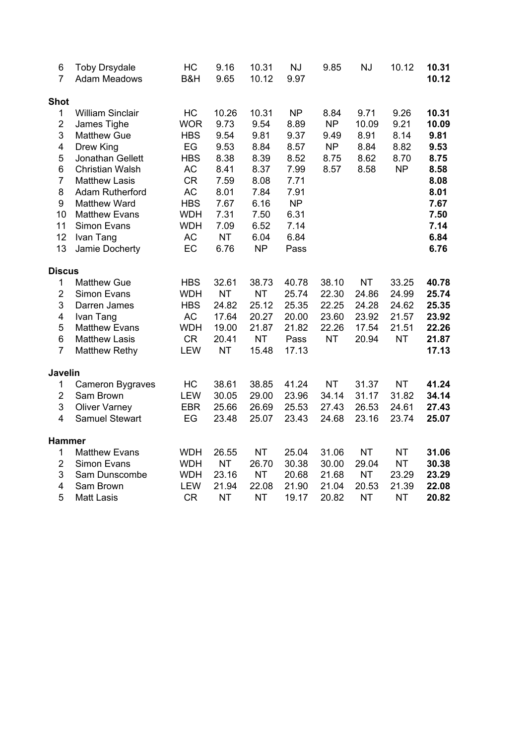| | | | | | | | | | |
|---|---|---|---|---|---|---|---|---|---|
| 6 | Toby Drsydale | HC | 9.16 | 10.31 | NJ | 9.85 | NJ | 10.12 | **10.31** |
| 7 | Adam Meadows | B&H | 9.65 | 10.12 | 9.97 | | | | **10.12** |

**Shot**

| | | | | | | | | | |
|---|---|---|---|---|---|---|---|---|---|
| 1 | William Sinclair | HC | 10.26 | 10.31 | NP | 8.84 | 9.71 | 9.26 | **10.31** |
| 2 | James Tighe | WOR | 9.73 | 9.54 | 8.89 | NP | 10.09 | 9.21 | **10.09** |
| 3 | Matthew Gue | HBS | 9.54 | 9.81 | 9.37 | 9.49 | 8.91 | 8.14 | **9.81** |
| 4 | Drew King | EG | 9.53 | 8.84 | 8.57 | NP | 8.84 | 8.82 | **9.53** |
| 5 | Jonathan Gellett | HBS | 8.38 | 8.39 | 8.52 | 8.75 | 8.62 | 8.70 | **8.75** |
| 6 | Christian Walsh | AC | 8.41 | 8.37 | 7.99 | 8.57 | 8.58 | NP | **8.58** |
| 7 | Matthew Lasis | CR | 7.59 | 8.08 | 7.71 | | | | **8.08** |
| 8 | Adam Rutherford | AC | 8.01 | 7.84 | 7.91 | | | | **8.01** |
| 9 | Matthew Ward | HBS | 7.67 | 6.16 | NP | | | | **7.67** |
| 10 | Matthew Evans | WDH | 7.31 | 7.50 | 6.31 | | | | **7.50** |
| 11 | Simon Evans | WDH | 7.09 | 6.52 | 7.14 | | | | **7.14** |
| 12 | Ivan Tang | AC | NT | 6.04 | 6.84 | | | | **6.84** |
| 13 | Jamie Docherty | EC | 6.76 | NP | Pass | | | | **6.76** |

**Discus**

| | | | | | | | | | |
|---|---|---|---|---|---|---|---|---|---|
| 1 | Matthew Gue | HBS | 32.61 | 38.73 | 40.78 | 38.10 | NT | 33.25 | **40.78** |
| 2 | Simon Evans | WDH | NT | NT | 25.74 | 22.30 | 24.86 | 24.99 | **25.74** |
| 3 | Darren James | HBS | 24.82 | 25.12 | 25.35 | 22.25 | 24.28 | 24.62 | **25.35** |
| 4 | Ivan Tang | AC | 17.64 | 20.27 | 20.00 | 23.60 | 23.92 | 21.57 | **23.92** |
| 5 | Matthew Evans | WDH | 19.00 | 21.87 | 21.82 | 22.26 | 17.54 | 21.51 | **22.26** |
| 6 | Matthew Lasis | CR | 20.41 | NT | Pass | NT | 20.94 | NT | **21.87** |
| 7 | Matthew Rethy | LEW | NT | 15.48 | 17.13 | | | | **17.13** |

**Javelin**

| | | | | | | | | | |
|---|---|---|---|---|---|---|---|---|---|
| 1 | Cameron Bygraves | HC | 38.61 | 38.85 | 41.24 | NT | 31.37 | NT | **41.24** |
| 2 | Sam Brown | LEW | 30.05 | 29.00 | 23.96 | 34.14 | 31.17 | 31.82 | **34.14** |
| 3 | Oliver Varney | EBR | 25.66 | 26.69 | 25.53 | 27.43 | 26.53 | 24.61 | **27.43** |
| 4 | Samuel Stewart | EG | 23.48 | 25.07 | 23.43 | 24.68 | 23.16 | 23.74 | **25.07** |

**Hammer**

| | | | | | | | | | |
|---|---|---|---|---|---|---|---|---|---|
| 1 | Matthew Evans | WDH | 26.55 | NT | 25.04 | 31.06 | NT | NT | **31.06** |
| 2 | Simon Evans | WDH | NT | 26.70 | 30.38 | 30.00 | 29.04 | NT | **30.38** |
| 3 | Sam Dunscombe | WDH | 23.16 | NT | 20.68 | 21.68 | NT | 23.29 | **23.29** |
| 4 | Sam Brown | LEW | 21.94 | 22.08 | 21.90 | 21.04 | 20.53 | 21.39 | **22.08** |
| 5 | Matt Lasis | CR | NT | NT | 19.17 | 20.82 | NT | NT | **20.82** |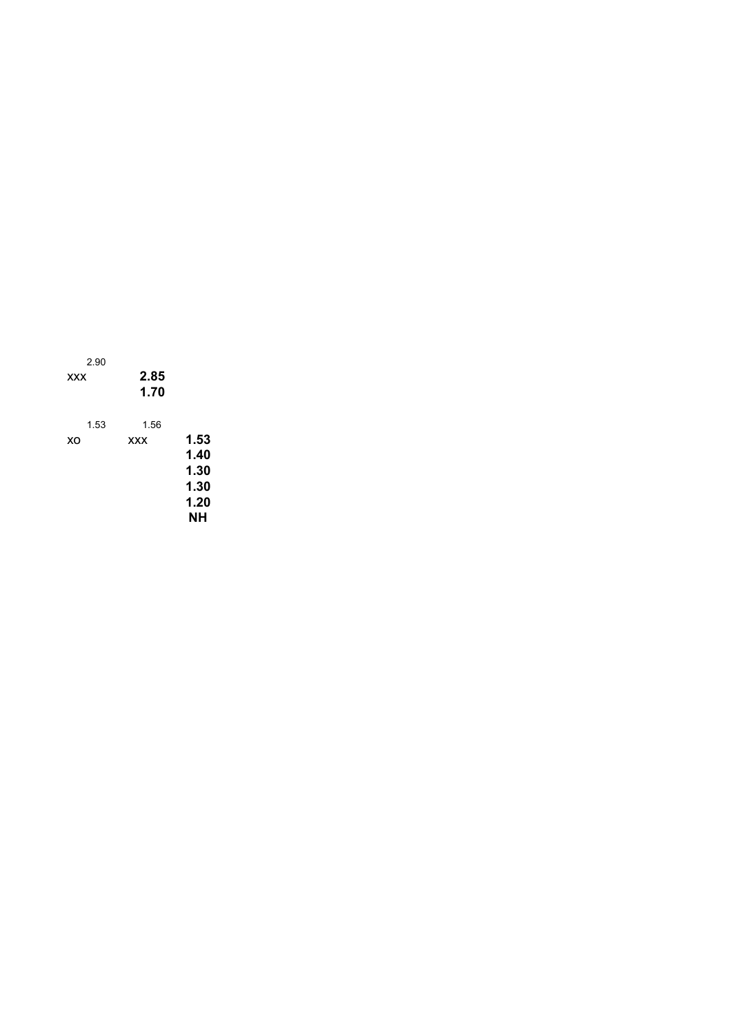2.90

xxx 2.85

1.70

1.53 1.56

xo xxx 1.53

1.40

1.30

1.30

1.20

NH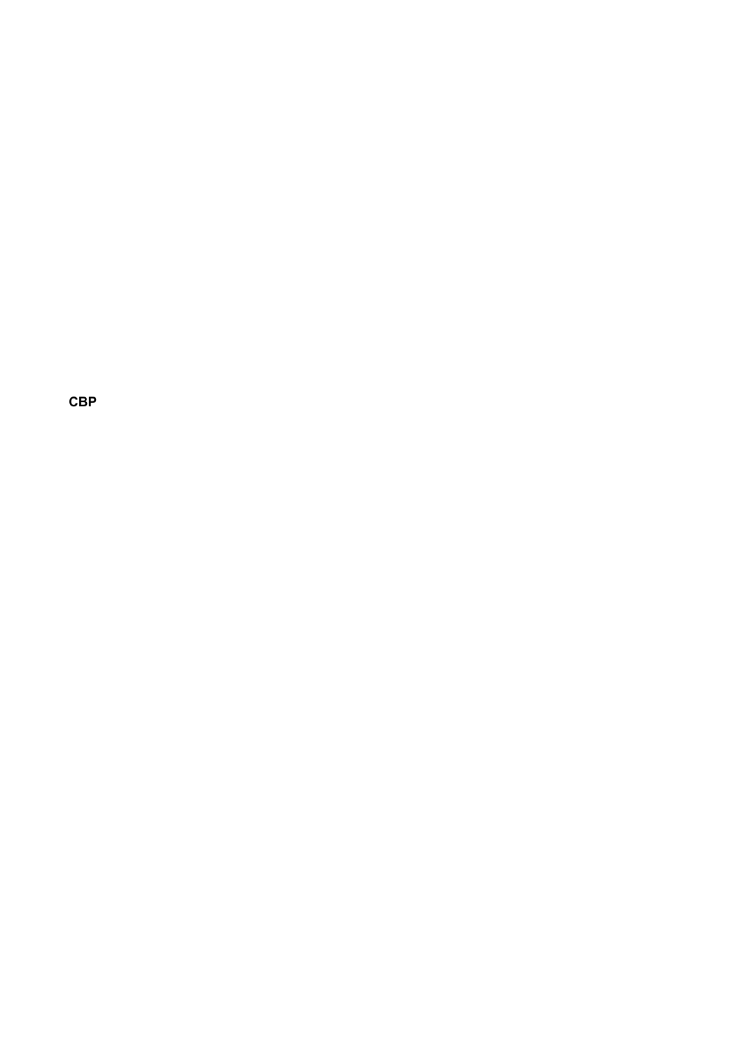**CBP**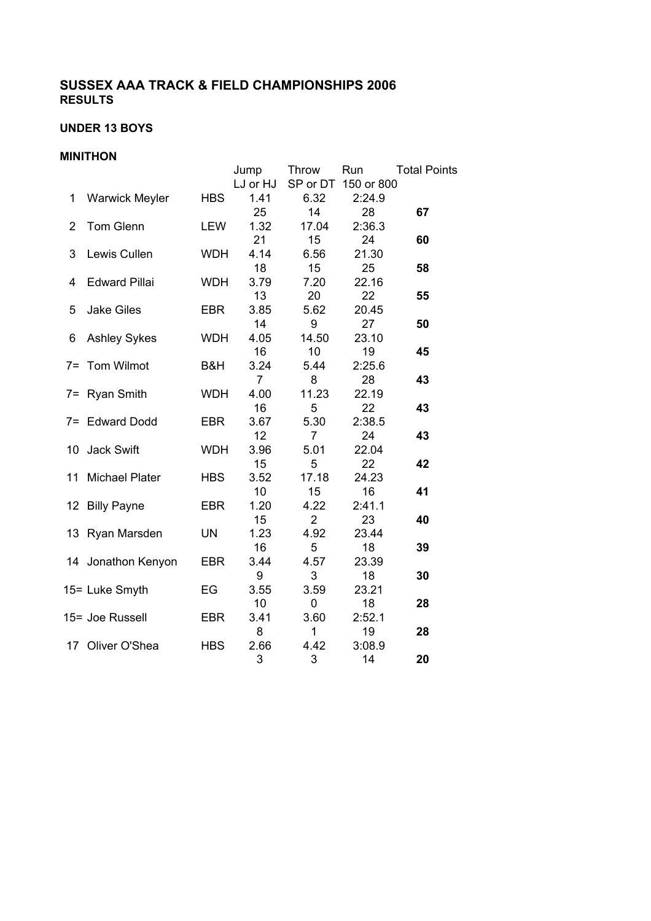## SUSSEX AAA TRACK & FIELD CHAMPIONSHIPS 2006
**RESULTS**

**UNDER 13 BOYS**

**MINITHON**

| | | | Jump | Throw | Run | Total Points |
|---|---|---|---|---|---|---|
| | | | LJ or HJ | SP or DT | 150 or 800 | |
| 1 | Warwick Meyler | HBS | 1.41 | 6.32 | 2:24.9 | |
| | | | 25 | 14 | 28 | **67** |
| 2 | Tom Glenn | LEW | 1.32 | 17.04 | 2:36.3 | |
| | | | 21 | 15 | 24 | **60** |
| 3 | Lewis Cullen | WDH | 4.14 | 6.56 | 21.30 | |
| | | | 18 | 15 | 25 | **58** |
| 4 | Edward Pillai | WDH | 3.79 | 7.20 | 22.16 | |
| | | | 13 | 20 | 22 | **55** |
| 5 | Jake Giles | EBR | 3.85 | 5.62 | 20.45 | |
| | | | 14 | 9 | 27 | **50** |
| 6 | Ashley Sykes | WDH | 4.05 | 14.50 | 23.10 | |
| | | | 16 | 10 | 19 | **45** |
| 7= | Tom Wilmot | B&H | 3.24 | 5.44 | 2:25.6 | |
| | | | 7 | 8 | 28 | **43** |
| 7= | Ryan Smith | WDH | 4.00 | 11.23 | 22.19 | |
| | | | 16 | 5 | 22 | **43** |
| 7= | Edward Dodd | EBR | 3.67 | 5.30 | 2:38.5 | |
| | | | 12 | 7 | 24 | **43** |
| 10 | Jack Swift | WDH | 3.96 | 5.01 | 22.04 | |
| | | | 15 | 5 | 22 | **42** |
| 11 | Michael Plater | HBS | 3.52 | 17.18 | 24.23 | |
| | | | 10 | 15 | 16 | **41** |
| 12 | Billy Payne | EBR | 1.20 | 4.22 | 2:41.1 | |
| | | | 15 | 2 | 23 | **40** |
| 13 | Ryan Marsden | UN | 1.23 | 4.92 | 23.44 | |
| | | | 16 | 5 | 18 | **39** |
| 14 | Jonathon Kenyon | EBR | 3.44 | 4.57 | 23.39 | |
| | | | 9 | 3 | 18 | **30** |
| 15= | Luke Smyth | EG | 3.55 | 3.59 | 23.21 | |
| | | | 10 | 0 | 18 | **28** |
| 15= | Joe Russell | EBR | 3.41 | 3.60 | 2:52.1 | |
| | | | 8 | 1 | 19 | **28** |
| 17 | Oliver O'Shea | HBS | 2.66 | 4.42 | 3:08.9 | |
| | | | 3 | 3 | 14 | **20** |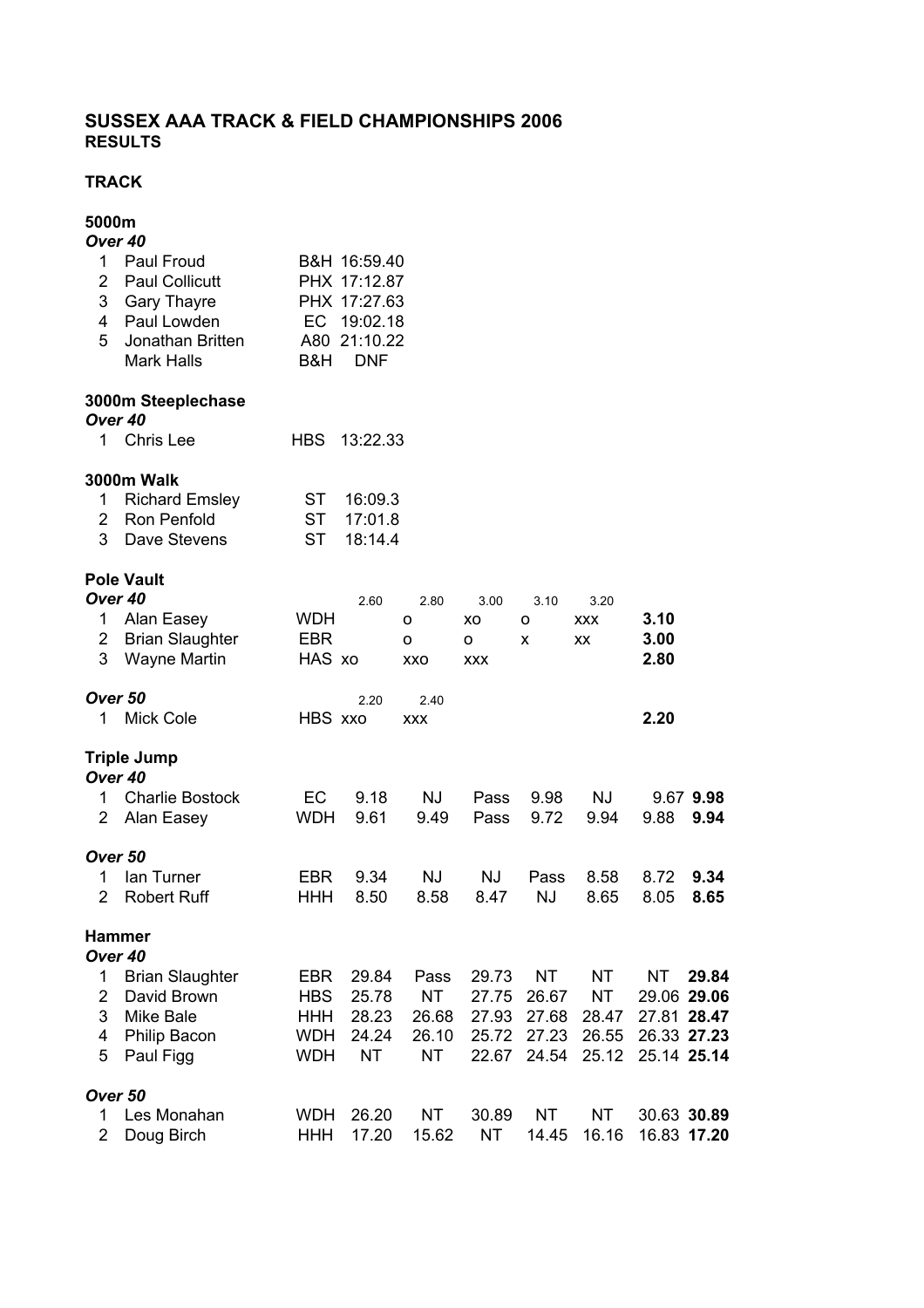# SUSSEX AAA TRACK & FIELD CHAMPIONSHIPS 2006

**RESULTS**

## TRACK

### 5000m

***Over 40***

| | | | |
|---|---|---|---|
| 1 | Paul Froud | B&H | 16:59.40 |
| 2 | Paul Collicutt | PHX | 17:12.87 |
| 3 | Gary Thayre | PHX | 17:27.63 |
| 4 | Paul Lowden | EC | 19:02.18 |
| 5 | Jonathan Britten | A80 | 21:10.22 |
| | Mark Halls | B&H | DNF |

### 3000m Steeplechase

***Over 40***

| | | | |
|---|---|---|---|
| 1 | Chris Lee | HBS | 13:22.33 |

### 3000m Walk

| | | | |
|---|---|---|---|
| 1 | Richard Emsley | ST | 16:09.3 |
| 2 | Ron Penfold | ST | 17:01.8 |
| 3 | Dave Stevens | ST | 18:14.4 |

### Pole Vault

***Over 40***

| | | | 2.60 | 2.80 | 3.00 | 3.10 | 3.20 | |
|---|---|---|---|---|---|---|---|---|
| 1 | Alan Easey | WDH | | o | xo | o | xxx | **3.10** |
| 2 | Brian Slaughter | EBR | | o | o | x | xx | **3.00** |
| 3 | Wayne Martin | HAS | xo | xxo | xxx | | | **2.80** |

***Over 50***

| | | | 2.20 | 2.40 | |
|---|---|---|---|---|---|
| 1 | Mick Cole | HBS | xxo | xxx | **2.20** |

### Triple Jump

***Over 40***

| | | | | | | | | | |
|---|---|---|---|---|---|---|---|---|---|
| 1 | Charlie Bostock | EC | 9.18 | NJ | Pass | 9.98 | NJ | 9.67 | **9.98** |
| 2 | Alan Easey | WDH | 9.61 | 9.49 | Pass | 9.72 | 9.94 | 9.88 | **9.94** |

***Over 50***

| | | | | | | | | | |
|---|---|---|---|---|---|---|---|---|---|
| 1 | Ian Turner | EBR | 9.34 | NJ | NJ | Pass | 8.58 | 8.72 | **9.34** |
| 2 | Robert Ruff | HHH | 8.50 | 8.58 | 8.47 | NJ | 8.65 | 8.05 | **8.65** |

### Hammer

***Over 40***

| | | | | | | | | | |
|---|---|---|---|---|---|---|---|---|---|
| 1 | Brian Slaughter | EBR | 29.84 | Pass | 29.73 | NT | NT | NT | **29.84** |
| 2 | David Brown | HBS | 25.78 | NT | 27.75 | 26.67 | NT | 29.06 | **29.06** |
| 3 | Mike Bale | HHH | 28.23 | 26.68 | 27.93 | 27.68 | 28.47 | 27.81 | **28.47** |
| 4 | Philip Bacon | WDH | 24.24 | 26.10 | 25.72 | 27.23 | 26.55 | 26.33 | **27.23** |
| 5 | Paul Figg | WDH | NT | NT | 22.67 | 24.54 | 25.12 | 25.14 | **25.14** |

***Over 50***

| | | | | | | | | | |
|---|---|---|---|---|---|---|---|---|---|
| 1 | Les Monahan | WDH | 26.20 | NT | 30.89 | NT | NT | 30.63 | **30.89** |
| 2 | Doug Birch | HHH | 17.20 | 15.62 | NT | 14.45 | 16.16 | 16.83 | **17.20** |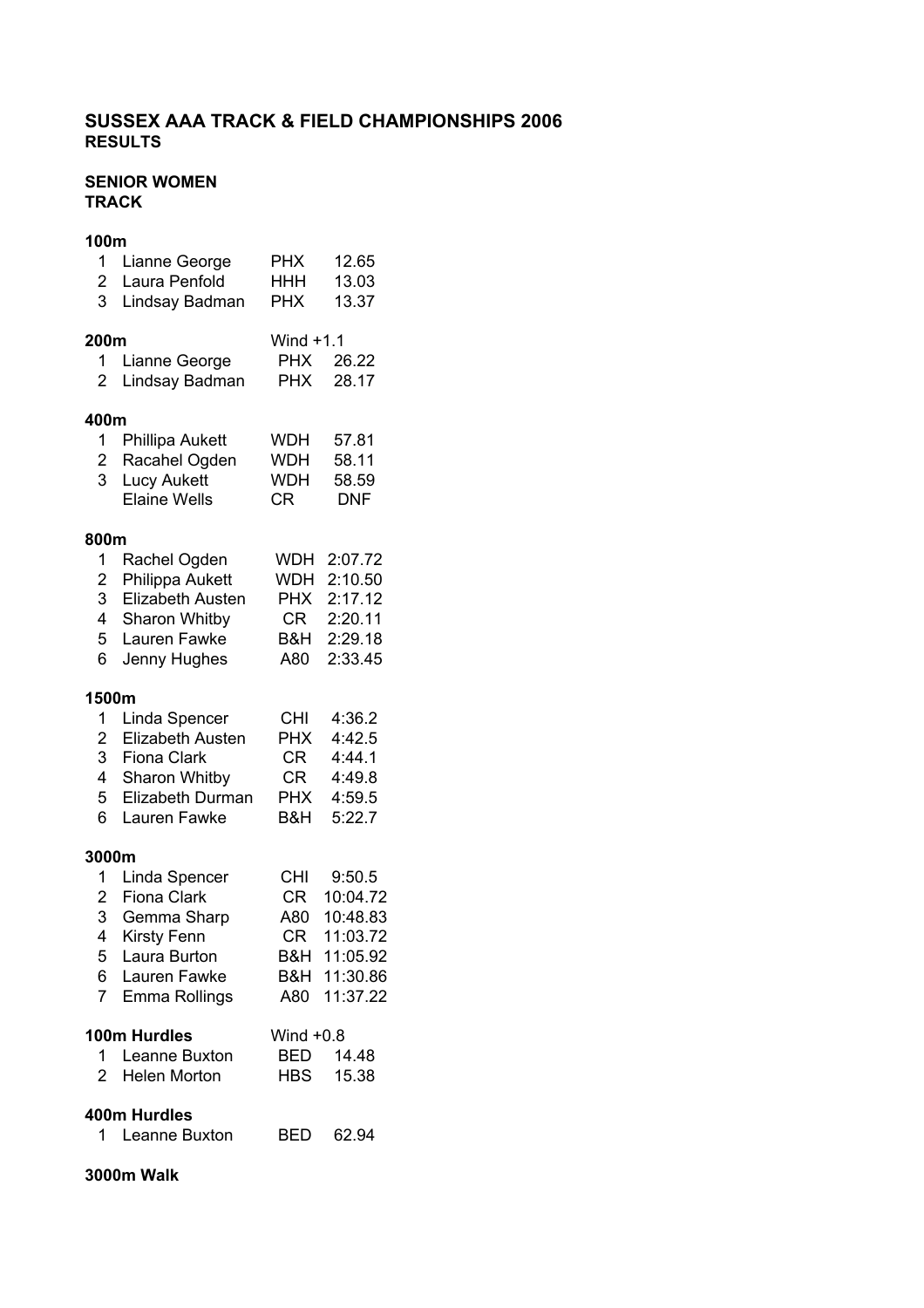## SUSSEX AAA TRACK & FIELD CHAMPIONSHIPS 2006
**RESULTS**

**SENIOR WOMEN**
**TRACK**

**100m**

| | | | |
|---|---|---|---|
| 1 | Lianne George | PHX | 12.65 |
| 2 | Laura Penfold | HHH | 13.03 |
| 3 | Lindsay Badman | PHX | 13.37 |

**200m** Wind +1.1

| | | | |
|---|---|---|---|
| 1 | Lianne George | PHX | 26.22 |
| 2 | Lindsay Badman | PHX | 28.17 |

**400m**

| | | | |
|---|---|---|---|
| 1 | Phillipa Aukett | WDH | 57.81 |
| 2 | Racahel Ogden | WDH | 58.11 |
| 3 | Lucy Aukett | WDH | 58.59 |
| | Elaine Wells | CR | DNF |

**800m**

| | | | |
|---|---|---|---|
| 1 | Rachel Ogden | WDH | 2:07.72 |
| 2 | Philippa Aukett | WDH | 2:10.50 |
| 3 | Elizabeth Austen | PHX | 2:17.12 |
| 4 | Sharon Whitby | CR | 2:20.11 |
| 5 | Lauren Fawke | B&H | 2:29.18 |
| 6 | Jenny Hughes | A80 | 2:33.45 |

**1500m**

| | | | |
|---|---|---|---|
| 1 | Linda Spencer | CHI | 4:36.2 |
| 2 | Elizabeth Austen | PHX | 4:42.5 |
| 3 | Fiona Clark | CR | 4:44.1 |
| 4 | Sharon Whitby | CR | 4:49.8 |
| 5 | Elizabeth Durman | PHX | 4:59.5 |
| 6 | Lauren Fawke | B&H | 5:22.7 |

**3000m**

| | | | |
|---|---|---|---|
| 1 | Linda Spencer | CHI | 9:50.5 |
| 2 | Fiona Clark | CR | 10:04.72 |
| 3 | Gemma Sharp | A80 | 10:48.83 |
| 4 | Kirsty Fenn | CR | 11:03.72 |
| 5 | Laura Burton | B&H | 11:05.92 |
| 6 | Lauren Fawke | B&H | 11:30.86 |
| 7 | Emma Rollings | A80 | 11:37.22 |

**100m Hurdles** Wind +0.8

| | | | |
|---|---|---|---|
| 1 | Leanne Buxton | BED | 14.48 |
| 2 | Helen Morton | HBS | 15.38 |

**400m Hurdles**

| | | | |
|---|---|---|---|
| 1 | Leanne Buxton | BED | 62.94 |

**3000m Walk**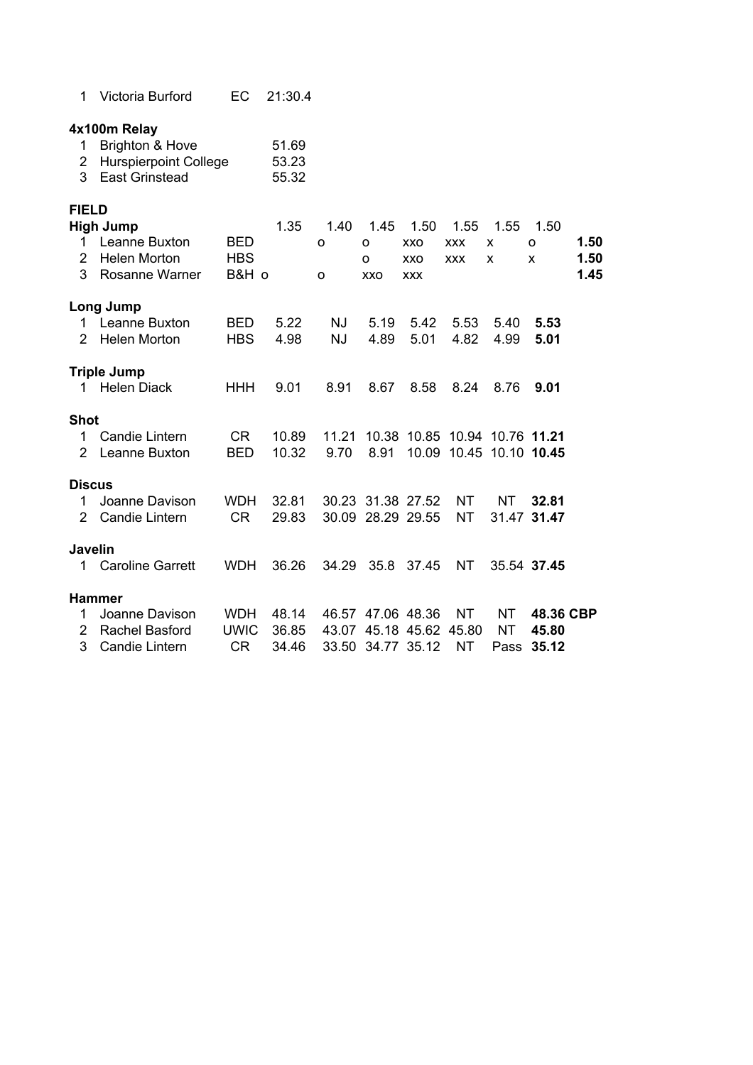| | | | |
|---|---|---|---|
| 1 | Victoria Burford | EC | 21:30.4 |

**4x100m Relay**

| | | |
|---|---|---|
| 1 | Brighton & Hove | 51.69 |
| 2 | Hurspierpoint College | 53.23 |
| 3 | East Grinstead | 55.32 |

## FIELD

**High Jump**

| | | | 1.35 | 1.40 | 1.45 | 1.50 | 1.55 | 1.55 | 1.50 | |
|---|---|---|---|---|---|---|---|---|---|---|
| 1 | Leanne Buxton | BED | | o | o | xxo | xxx | x | o | **1.50** |
| 2 | Helen Morton | HBS | | | o | xxo | xxx | x | x | **1.50** |
| 3 | Rosanne Warner | B&H | o | o | xxo | xxx | | | | **1.45** |

**Long Jump**

| | | | | | | | | | |
|---|---|---|---|---|---|---|---|---|---|
| 1 | Leanne Buxton | BED | 5.22 | NJ | 5.19 | 5.42 | 5.53 | 5.40 | **5.53** |
| 2 | Helen Morton | HBS | 4.98 | NJ | 4.89 | 5.01 | 4.82 | 4.99 | **5.01** |

**Triple Jump**

| | | | | | | | | | |
|---|---|---|---|---|---|---|---|---|---|
| 1 | Helen Diack | HHH | 9.01 | 8.91 | 8.67 | 8.58 | 8.24 | 8.76 | **9.01** |

**Shot**

| | | | | | | | | | |
|---|---|---|---|---|---|---|---|---|---|
| 1 | Candie Lintern | CR | 10.89 | 11.21 | 10.38 | 10.85 | 10.94 | 10.76 | **11.21** |
| 2 | Leanne Buxton | BED | 10.32 | 9.70 | 8.91 | 10.09 | 10.45 | 10.10 | **10.45** |

**Discus**

| | | | | | | | | | |
|---|---|---|---|---|---|---|---|---|---|
| 1 | Joanne Davison | WDH | 32.81 | 30.23 | 31.38 | 27.52 | NT | NT | **32.81** |
| 2 | Candie Lintern | CR | 29.83 | 30.09 | 28.29 | 29.55 | NT | 31.47 | **31.47** |

**Javelin**

| | | | | | | | | | |
|---|---|---|---|---|---|---|---|---|---|
| 1 | Caroline Garrett | WDH | 36.26 | 34.29 | 35.8 | 37.45 | NT | 35.54 | **37.45** |

**Hammer**

| | | | | | | | | | |
|---|---|---|---|---|---|---|---|---|---|
| 1 | Joanne Davison | WDH | 48.14 | 46.57 | 47.06 | 48.36 | NT | NT | **48.36 CBP** |
| 2 | Rachel Basford | UWIC | 36.85 | 43.07 | 45.18 | 45.62 | 45.80 | NT | **45.80** |
| 3 | Candie Lintern | CR | 34.46 | 33.50 | 34.77 | 35.12 | NT | Pass | **35.12** |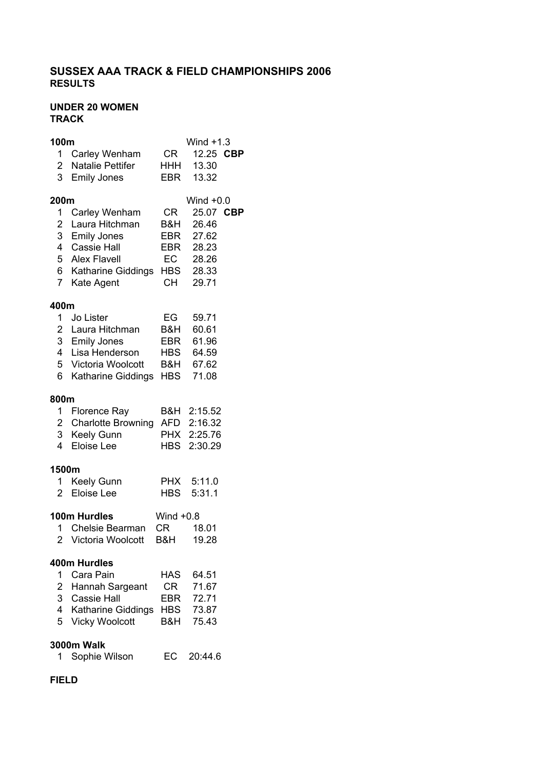# SUSSEX AAA TRACK & FIELD CHAMPIONSHIPS 2006
**RESULTS**

**UNDER 20 WOMEN**
**TRACK**

**100m** Wind +1.3

| | | | | |
|---|---|---|---|---|
| 1 | Carley Wenham | CR | 12.25 | **CBP** |
| 2 | Natalie Pettifer | HHH | 13.30 | |
| 3 | Emily Jones | EBR | 13.32 | |

**200m** Wind +0.0

| | | | | |
|---|---|---|---|---|
| 1 | Carley Wenham | CR | 25.07 | **CBP** |
| 2 | Laura Hitchman | B&H | 26.46 | |
| 3 | Emily Jones | EBR | 27.62 | |
| 4 | Cassie Hall | EBR | 28.23 | |
| 5 | Alex Flavell | EC | 28.26 | |
| 6 | Katharine Giddings | HBS | 28.33 | |
| 7 | Kate Agent | CH | 29.71 | |

**400m**

| | | | |
|---|---|---|---|
| 1 | Jo Lister | EG | 59.71 |
| 2 | Laura Hitchman | B&H | 60.61 |
| 3 | Emily Jones | EBR | 61.96 |
| 4 | Lisa Henderson | HBS | 64.59 |
| 5 | Victoria Woolcott | B&H | 67.62 |
| 6 | Katharine Giddings | HBS | 71.08 |

**800m**

| | | | |
|---|---|---|---|
| 1 | Florence Ray | B&H | 2:15.52 |
| 2 | Charlotte Browning | AFD | 2:16.32 |
| 3 | Keely Gunn | PHX | 2:25.76 |
| 4 | Eloise Lee | HBS | 2:30.29 |

**1500m**

| | | | |
|---|---|---|---|
| 1 | Keely Gunn | PHX | 5:11.0 |
| 2 | Eloise Lee | HBS | 5:31.1 |

**100m Hurdles** Wind +0.8

| | | | |
|---|---|---|---|
| 1 | Chelsie Bearman | CR | 18.01 |
| 2 | Victoria Woolcott | B&H | 19.28 |

**400m Hurdles**

| | | | |
|---|---|---|---|
| 1 | Cara Pain | HAS | 64.51 |
| 2 | Hannah Sargeant | CR | 71.67 |
| 3 | Cassie Hall | EBR | 72.71 |
| 4 | Katharine Giddings | HBS | 73.87 |
| 5 | Vicky Woolcott | B&H | 75.43 |

**3000m Walk**

| | | | |
|---|---|---|---|
| 1 | Sophie Wilson | EC | 20:44.6 |

**FIELD**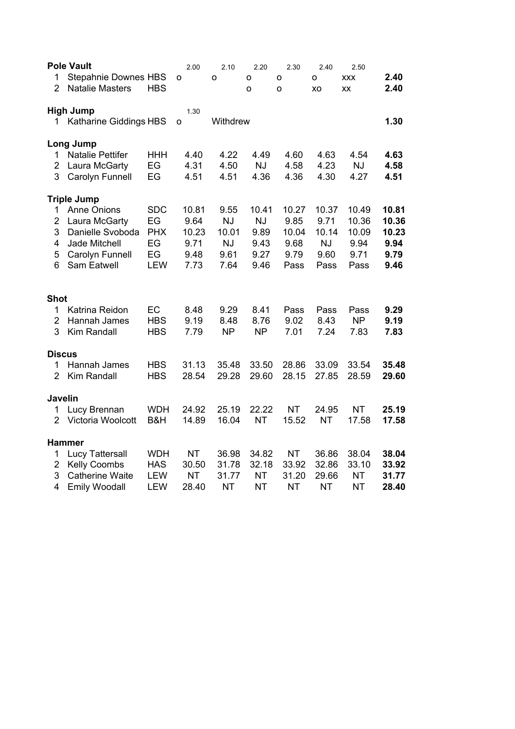**Pole Vault**

| | | | 2.00 | 2.10 | 2.20 | 2.30 | 2.40 | 2.50 | |
|---|---|---|---|---|---|---|---|---|---|
| 1 | Stepahnie Downes | HBS | o | o | o | o | o | xxx | **2.40** |
| 2 | Natalie Masters | HBS | | | o | o | xo | xx | **2.40** |

**High Jump**

| | | | 1.30 | | |
|---|---|---|---|---|---|
| 1 | Katharine Giddings | HBS | o | Withdrew | **1.30** |

**Long Jump**

| | | | | | | | | | |
|---|---|---|---|---|---|---|---|---|---|
| 1 | Natalie Pettifer | HHH | 4.40 | 4.22 | 4.49 | 4.60 | 4.63 | 4.54 | **4.63** |
| 2 | Laura McGarty | EG | 4.31 | 4.50 | NJ | 4.58 | 4.23 | NJ | **4.58** |
| 3 | Carolyn Funnell | EG | 4.51 | 4.51 | 4.36 | 4.36 | 4.30 | 4.27 | **4.51** |

**Triple Jump**

| | | | | | | | | | |
|---|---|---|---|---|---|---|---|---|---|
| 1 | Anne Onions | SDC | 10.81 | 9.55 | 10.41 | 10.27 | 10.37 | 10.49 | **10.81** |
| 2 | Laura McGarty | EG | 9.64 | NJ | NJ | 9.85 | 9.71 | 10.36 | **10.36** |
| 3 | Danielle Svoboda | PHX | 10.23 | 10.01 | 9.89 | 10.04 | 10.14 | 10.09 | **10.23** |
| 4 | Jade Mitchell | EG | 9.71 | NJ | 9.43 | 9.68 | NJ | 9.94 | **9.94** |
| 5 | Carolyn Funnell | EG | 9.48 | 9.61 | 9.27 | 9.79 | 9.60 | 9.71 | **9.79** |
| 6 | Sam Eatwell | LEW | 7.73 | 7.64 | 9.46 | Pass | Pass | Pass | **9.46** |

**Shot**

| | | | | | | | | | |
|---|---|---|---|---|---|---|---|---|---|
| 1 | Katrina Reidon | EC | 8.48 | 9.29 | 8.41 | Pass | Pass | Pass | **9.29** |
| 2 | Hannah James | HBS | 9.19 | 8.48 | 8.76 | 9.02 | 8.43 | NP | **9.19** |
| 3 | Kim Randall | HBS | 7.79 | NP | NP | 7.01 | 7.24 | 7.83 | **7.83** |

**Discus**

| | | | | | | | | | |
|---|---|---|---|---|---|---|---|---|---|
| 1 | Hannah James | HBS | 31.13 | 35.48 | 33.50 | 28.86 | 33.09 | 33.54 | **35.48** |
| 2 | Kim Randall | HBS | 28.54 | 29.28 | 29.60 | 28.15 | 27.85 | 28.59 | **29.60** |

**Javelin**

| | | | | | | | | | |
|---|---|---|---|---|---|---|---|---|---|
| 1 | Lucy Brennan | WDH | 24.92 | 25.19 | 22.22 | NT | 24.95 | NT | **25.19** |
| 2 | Victoria Woolcott | B&H | 14.89 | 16.04 | NT | 15.52 | NT | 17.58 | **17.58** |

**Hammer**

| | | | | | | | | | |
|---|---|---|---|---|---|---|---|---|---|
| 1 | Lucy Tattersall | WDH | NT | 36.98 | 34.82 | NT | 36.86 | 38.04 | **38.04** |
| 2 | Kelly Coombs | HAS | 30.50 | 31.78 | 32.18 | 33.92 | 32.86 | 33.10 | **33.92** |
| 3 | Catherine Waite | LEW | NT | 31.77 | NT | 31.20 | 29.66 | NT | **31.77** |
| 4 | Emily Woodall | LEW | 28.40 | NT | NT | NT | NT | NT | **28.40** |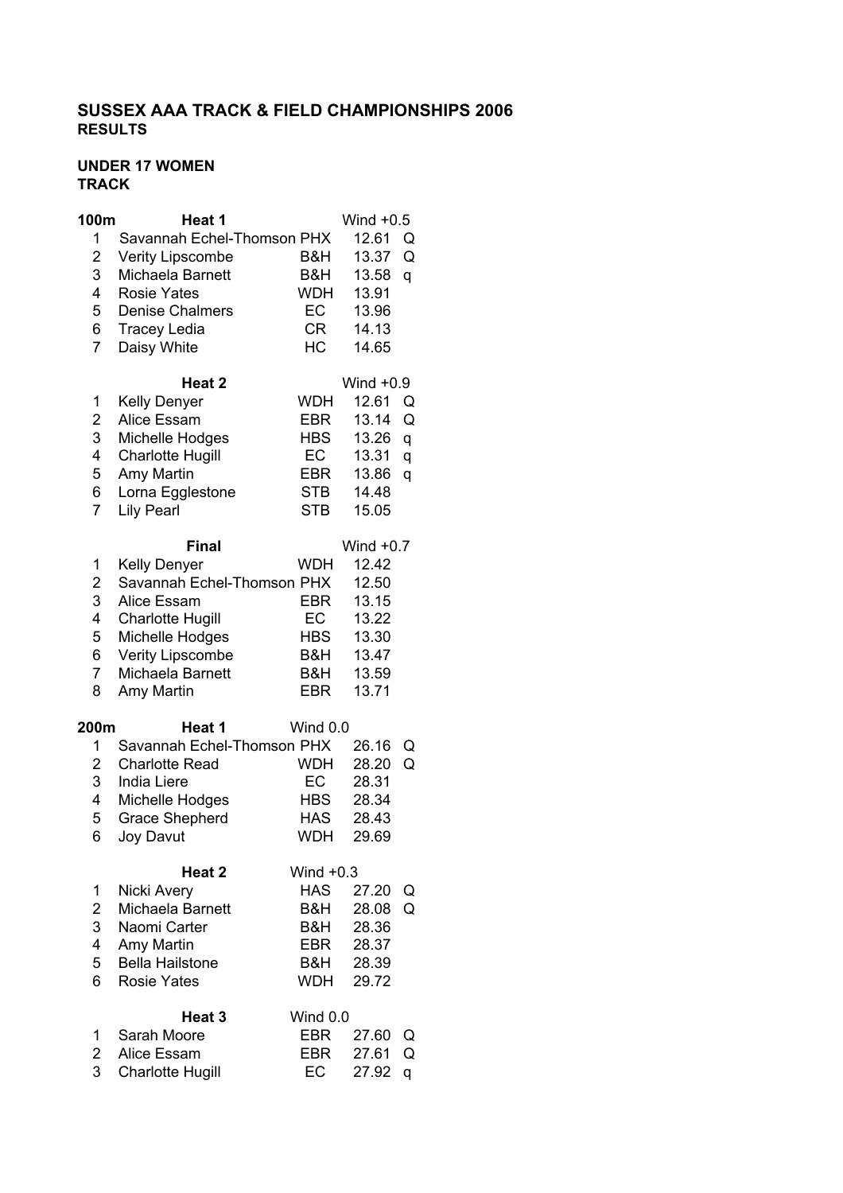## SUSSEX AAA TRACK & FIELD CHAMPIONSHIPS 2006
**RESULTS**

**UNDER 17 WOMEN**
**TRACK**

**100m** **Heat 1** Wind +0.5

| | | | | |
|---|---|---|---|---|
| 1 | Savannah Echel-Thomson | PHX | 12.61 | Q |
| 2 | Verity Lipscombe | B&H | 13.37 | Q |
| 3 | Michaela Barnett | B&H | 13.58 | q |
| 4 | Rosie Yates | WDH | 13.91 | |
| 5 | Denise Chalmers | EC | 13.96 | |
| 6 | Tracey Ledia | CR | 14.13 | |
| 7 | Daisy White | HC | 14.65 | |

**Heat 2** Wind +0.9

| | | | | |
|---|---|---|---|---|
| 1 | Kelly Denyer | WDH | 12.61 | Q |
| 2 | Alice Essam | EBR | 13.14 | Q |
| 3 | Michelle Hodges | HBS | 13.26 | q |
| 4 | Charlotte Hugill | EC | 13.31 | q |
| 5 | Amy Martin | EBR | 13.86 | q |
| 6 | Lorna Egglestone | STB | 14.48 | |
| 7 | Lily Pearl | STB | 15.05 | |

**Final** Wind +0.7

| | | | |
|---|---|---|---|
| 1 | Kelly Denyer | WDH | 12.42 |
| 2 | Savannah Echel-Thomson | PHX | 12.50 |
| 3 | Alice Essam | EBR | 13.15 |
| 4 | Charlotte Hugill | EC | 13.22 |
| 5 | Michelle Hodges | HBS | 13.30 |
| 6 | Verity Lipscombe | B&H | 13.47 |
| 7 | Michaela Barnett | B&H | 13.59 |
| 8 | Amy Martin | EBR | 13.71 |

**200m** **Heat 1** Wind 0.0

| | | | | |
|---|---|---|---|---|
| 1 | Savannah Echel-Thomson | PHX | 26.16 | Q |
| 2 | Charlotte Read | WDH | 28.20 | Q |
| 3 | India Liere | EC | 28.31 | |
| 4 | Michelle Hodges | HBS | 28.34 | |
| 5 | Grace Shepherd | HAS | 28.43 | |
| 6 | Joy Davut | WDH | 29.69 | |

**Heat 2** Wind +0.3

| | | | | |
|---|---|---|---|---|
| 1 | Nicki Avery | HAS | 27.20 | Q |
| 2 | Michaela Barnett | B&H | 28.08 | Q |
| 3 | Naomi Carter | B&H | 28.36 | |
| 4 | Amy Martin | EBR | 28.37 | |
| 5 | Bella Hailstone | B&H | 28.39 | |
| 6 | Rosie Yates | WDH | 29.72 | |

**Heat 3** Wind 0.0

| | | | | |
|---|---|---|---|---|
| 1 | Sarah Moore | EBR | 27.60 | Q |
| 2 | Alice Essam | EBR | 27.61 | Q |
| 3 | Charlotte Hugill | EC | 27.92 | q |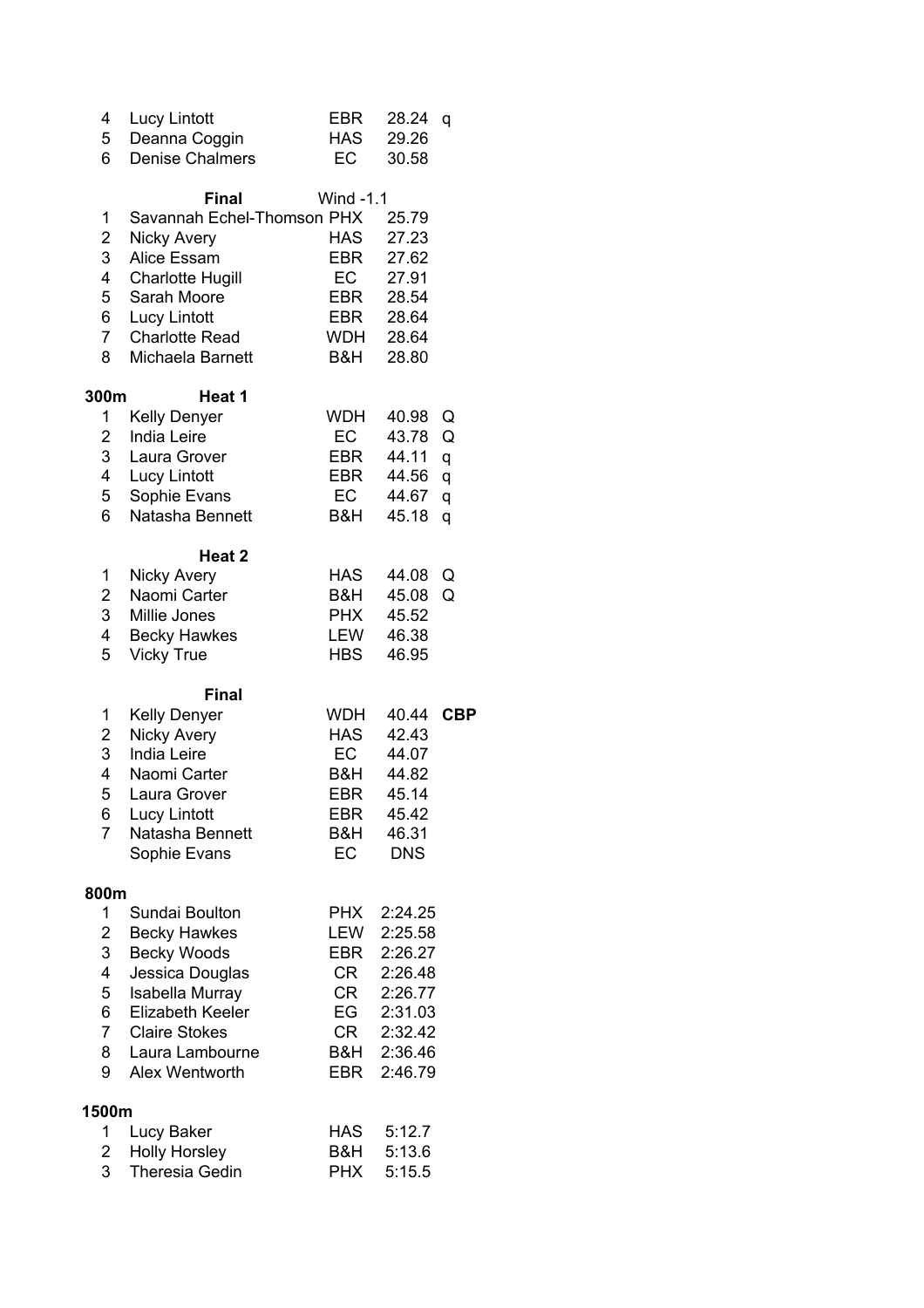| | | | | |
|---|---|---|---|---|
| 4 | Lucy Lintott | EBR | 28.24 | q |
| 5 | Deanna Coggin | HAS | 29.26 | |
| 6 | Denise Chalmers | EC | 30.58 | |

**Final** Wind -1.1

| | | | | |
|---|---|---|---|---|
| 1 | Savannah Echel-Thomson | PHX | 25.79 | |
| 2 | Nicky Avery | HAS | 27.23 | |
| 3 | Alice Essam | EBR | 27.62 | |
| 4 | Charlotte Hugill | EC | 27.91 | |
| 5 | Sarah Moore | EBR | 28.54 | |
| 6 | Lucy Lintott | EBR | 28.64 | |
| 7 | Charlotte Read | WDH | 28.64 | |
| 8 | Michaela Barnett | B&H | 28.80 | |

**300m** **Heat 1**

| | | | | |
|---|---|---|---|---|
| 1 | Kelly Denyer | WDH | 40.98 | Q |
| 2 | India Leire | EC | 43.78 | Q |
| 3 | Laura Grover | EBR | 44.11 | q |
| 4 | Lucy Lintott | EBR | 44.56 | q |
| 5 | Sophie Evans | EC | 44.67 | q |
| 6 | Natasha Bennett | B&H | 45.18 | q |

**Heat 2**

| | | | | |
|---|---|---|---|---|
| 1 | Nicky Avery | HAS | 44.08 | Q |
| 2 | Naomi Carter | B&H | 45.08 | Q |
| 3 | Millie Jones | PHX | 45.52 | |
| 4 | Becky Hawkes | LEW | 46.38 | |
| 5 | Vicky True | HBS | 46.95 | |

**Final**

| | | | | |
|---|---|---|---|---|
| 1 | Kelly Denyer | WDH | 40.44 | **CBP** |
| 2 | Nicky Avery | HAS | 42.43 | |
| 3 | India Leire | EC | 44.07 | |
| 4 | Naomi Carter | B&H | 44.82 | |
| 5 | Laura Grover | EBR | 45.14 | |
| 6 | Lucy Lintott | EBR | 45.42 | |
| 7 | Natasha Bennett | B&H | 46.31 | |
| | Sophie Evans | EC | DNS | |

**800m**

| | | | |
|---|---|---|---|
| 1 | Sundai Boulton | PHX | 2:24.25 |
| 2 | Becky Hawkes | LEW | 2:25.58 |
| 3 | Becky Woods | EBR | 2:26.27 |
| 4 | Jessica Douglas | CR | 2:26.48 |
| 5 | Isabella Murray | CR | 2:26.77 |
| 6 | Elizabeth Keeler | EG | 2:31.03 |
| 7 | Claire Stokes | CR | 2:32.42 |
| 8 | Laura Lambourne | B&H | 2:36.46 |
| 9 | Alex Wentworth | EBR | 2:46.79 |

**1500m**

| | | | |
|---|---|---|---|
| 1 | Lucy Baker | HAS | 5:12.7 |
| 2 | Holly Horsley | B&H | 5:13.6 |
| 3 | Theresia Gedin | PHX | 5:15.5 |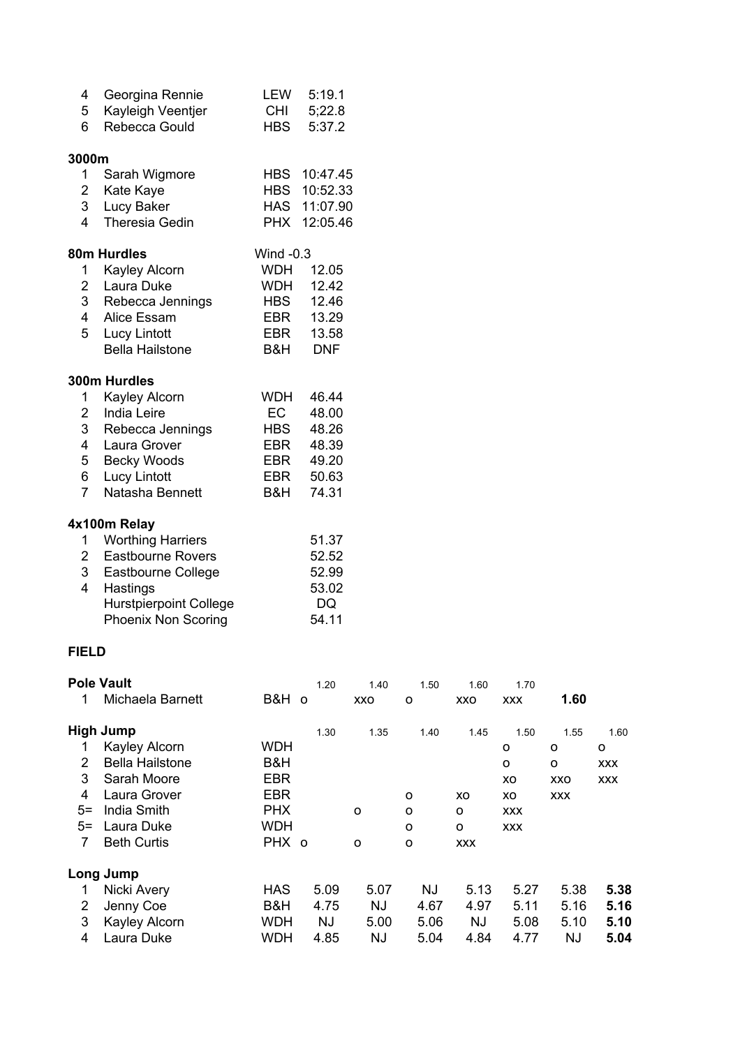| | | | |
|---|---|---|---|
| 4 | Georgina Rennie | LEW | 5:19.1 |
| 5 | Kayleigh Veentjer | CHI | 5;22.8 |
| 6 | Rebecca Gould | HBS | 5:37.2 |

**3000m**

| | | | |
|---|---|---|---|
| 1 | Sarah Wigmore | HBS | 10:47.45 |
| 2 | Kate Kaye | HBS | 10:52.33 |
| 3 | Lucy Baker | HAS | 11:07.90 |
| 4 | Theresia Gedin | PHX | 12:05.46 |

**80m Hurdles** Wind -0.3

| | | | |
|---|---|---|---|
| 1 | Kayley Alcorn | WDH | 12.05 |
| 2 | Laura Duke | WDH | 12.42 |
| 3 | Rebecca Jennings | HBS | 12.46 |
| 4 | Alice Essam | EBR | 13.29 |
| 5 | Lucy Lintott | EBR | 13.58 |
| | Bella Hailstone | B&H | DNF |

**300m Hurdles**

| | | | |
|---|---|---|---|
| 1 | Kayley Alcorn | WDH | 46.44 |
| 2 | India Leire | EC | 48.00 |
| 3 | Rebecca Jennings | HBS | 48.26 |
| 4 | Laura Grover | EBR | 48.39 |
| 5 | Becky Woods | EBR | 49.20 |
| 6 | Lucy Lintott | EBR | 50.63 |
| 7 | Natasha Bennett | B&H | 74.31 |

**4x100m Relay**

| | | |
|---|---|---|
| 1 | Worthing Harriers | 51.37 |
| 2 | Eastbourne Rovers | 52.52 |
| 3 | Eastbourne College | 52.99 |
| 4 | Hastings | 53.02 |
| | Hurstpierpoint College | DQ |
| | Phoenix Non Scoring | 54.11 |

**FIELD**

**Pole Vault**

| | | | 1.20 | 1.40 | 1.50 | 1.60 | 1.70 | |
|---|---|---|---|---|---|---|---|---|
| 1 | Michaela Barnett | B&H | o | xxo | o | xxo | xxx | **1.60** |

**High Jump**

| | | | 1.30 | 1.35 | 1.40 | 1.45 | 1.50 | 1.55 | 1.60 |
|---|---|---|---|---|---|---|---|---|---|
| 1 | Kayley Alcorn | WDH | | | | | o | o | o |
| 2 | Bella Hailstone | B&H | | | | | o | o | xxx |
| 3 | Sarah Moore | EBR | | | | | xo | xxo | xxx |
| 4 | Laura Grover | EBR | | | o | xo | xo | xxx | |
| 5= | India Smith | PHX | | o | o | o | xxx | | |
| 5= | Laura Duke | WDH | | | o | o | xxx | | |
| 7 | Beth Curtis | PHX | o | o | o | xxx | | | |

**Long Jump**

| | | | | | | | | | |
|---|---|---|---|---|---|---|---|---|---|
| 1 | Nicki Avery | HAS | 5.09 | 5.07 | NJ | 5.13 | 5.27 | 5.38 | **5.38** |
| 2 | Jenny Coe | B&H | 4.75 | NJ | 4.67 | 4.97 | 5.11 | 5.16 | **5.16** |
| 3 | Kayley Alcorn | WDH | NJ | 5.00 | 5.06 | NJ | 5.08 | 5.10 | **5.10** |
| 4 | Laura Duke | WDH | 4.85 | NJ | 5.04 | 4.84 | 4.77 | NJ | **5.04** |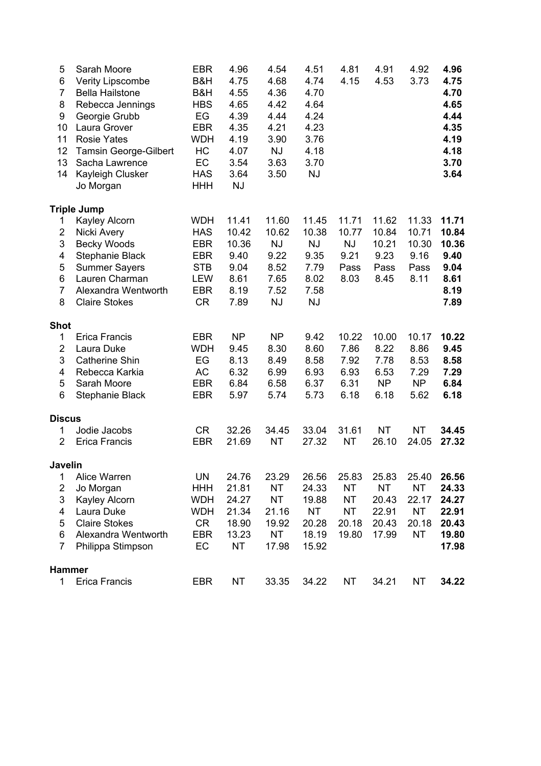| | | | | | | | | | |
|---|---|---|---|---|---|---|---|---|---|
| 5 | Sarah Moore | EBR | 4.96 | 4.54 | 4.51 | 4.81 | 4.91 | 4.92 | **4.96** |
| 6 | Verity Lipscombe | B&H | 4.75 | 4.68 | 4.74 | 4.15 | 4.53 | 3.73 | **4.75** |
| 7 | Bella Hailstone | B&H | 4.55 | 4.36 | 4.70 | | | | **4.70** |
| 8 | Rebecca Jennings | HBS | 4.65 | 4.42 | 4.64 | | | | **4.65** |
| 9 | Georgie Grubb | EG | 4.39 | 4.44 | 4.24 | | | | **4.44** |
| 10 | Laura Grover | EBR | 4.35 | 4.21 | 4.23 | | | | **4.35** |
| 11 | Rosie Yates | WDH | 4.19 | 3.90 | 3.76 | | | | **4.19** |
| 12 | Tamsin George-Gilbert | HC | 4.07 | NJ | 4.18 | | | | **4.18** |
| 13 | Sacha Lawrence | EC | 3.54 | 3.63 | 3.70 | | | | **3.70** |
| 14 | Kayleigh Clusker | HAS | 3.64 | 3.50 | NJ | | | | **3.64** |
| | Jo Morgan | HHH | NJ | | | | | | |

**Triple Jump**

| | | | | | | | | | |
|---|---|---|---|---|---|---|---|---|---|
| 1 | Kayley Alcorn | WDH | 11.41 | 11.60 | 11.45 | 11.71 | 11.62 | 11.33 | **11.71** |
| 2 | Nicki Avery | HAS | 10.42 | 10.62 | 10.38 | 10.77 | 10.84 | 10.71 | **10.84** |
| 3 | Becky Woods | EBR | 10.36 | NJ | NJ | NJ | 10.21 | 10.30 | **10.36** |
| 4 | Stephanie Black | EBR | 9.40 | 9.22 | 9.35 | 9.21 | 9.23 | 9.16 | **9.40** |
| 5 | Summer Sayers | STB | 9.04 | 8.52 | 7.79 | Pass | Pass | Pass | **9.04** |
| 6 | Lauren Charman | LEW | 8.61 | 7.65 | 8.02 | 8.03 | 8.45 | 8.11 | **8.61** |
| 7 | Alexandra Wentworth | EBR | 8.19 | 7.52 | 7.58 | | | | **8.19** |
| 8 | Claire Stokes | CR | 7.89 | NJ | NJ | | | | **7.89** |

**Shot**

| | | | | | | | | | |
|---|---|---|---|---|---|---|---|---|---|
| 1 | Erica Francis | EBR | NP | NP | 9.42 | 10.22 | 10.00 | 10.17 | **10.22** |
| 2 | Laura Duke | WDH | 9.45 | 8.30 | 8.60 | 7.86 | 8.22 | 8.86 | **9.45** |
| 3 | Catherine Shin | EG | 8.13 | 8.49 | 8.58 | 7.92 | 7.78 | 8.53 | **8.58** |
| 4 | Rebecca Karkia | AC | 6.32 | 6.99 | 6.93 | 6.93 | 6.53 | 7.29 | **7.29** |
| 5 | Sarah Moore | EBR | 6.84 | 6.58 | 6.37 | 6.31 | NP | NP | **6.84** |
| 6 | Stephanie Black | EBR | 5.97 | 5.74 | 5.73 | 6.18 | 6.18 | 5.62 | **6.18** |

**Discus**

| | | | | | | | | | |
|---|---|---|---|---|---|---|---|---|---|
| 1 | Jodie Jacobs | CR | 32.26 | 34.45 | 33.04 | 31.61 | NT | NT | **34.45** |
| 2 | Erica Francis | EBR | 21.69 | NT | 27.32 | NT | 26.10 | 24.05 | **27.32** |

**Javelin**

| | | | | | | | | | |
|---|---|---|---|---|---|---|---|---|---|
| 1 | Alice Warren | UN | 24.76 | 23.29 | 26.56 | 25.83 | 25.83 | 25.40 | **26.56** |
| 2 | Jo Morgan | HHH | 21.81 | NT | 24.33 | NT | NT | NT | **24.33** |
| 3 | Kayley Alcorn | WDH | 24.27 | NT | 19.88 | NT | 20.43 | 22.17 | **24.27** |
| 4 | Laura Duke | WDH | 21.34 | 21.16 | NT | NT | 22.91 | NT | **22.91** |
| 5 | Claire Stokes | CR | 18.90 | 19.92 | 20.28 | 20.18 | 20.43 | 20.18 | **20.43** |
| 6 | Alexandra Wentworth | EBR | 13.23 | NT | 18.19 | 19.80 | 17.99 | NT | **19.80** |
| 7 | Philippa Stimpson | EC | NT | 17.98 | 15.92 | | | | **17.98** |

**Hammer**

| | | | | | | | | | |
|---|---|---|---|---|---|---|---|---|---|
| 1 | Erica Francis | EBR | NT | 33.35 | 34.22 | NT | 34.21 | NT | **34.22** |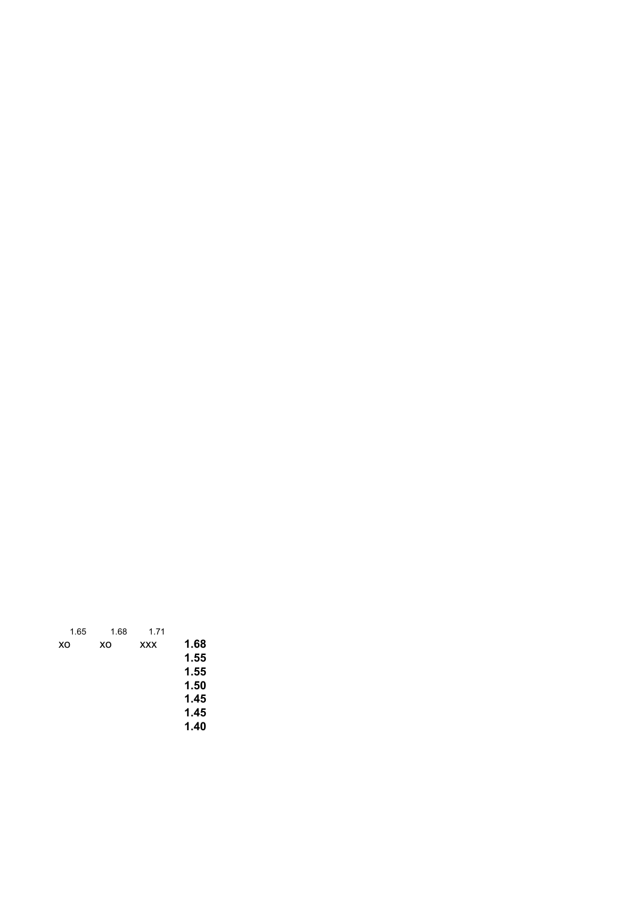| 1.65 | 1.68 | 1.71 | |
|---|---|---|---|
| XO | XO | XXX | **1.68** |
| | | | **1.55** |
| | | | **1.55** |
| | | | **1.50** |
| | | | **1.45** |
| | | | **1.45** |
| | | | **1.40** |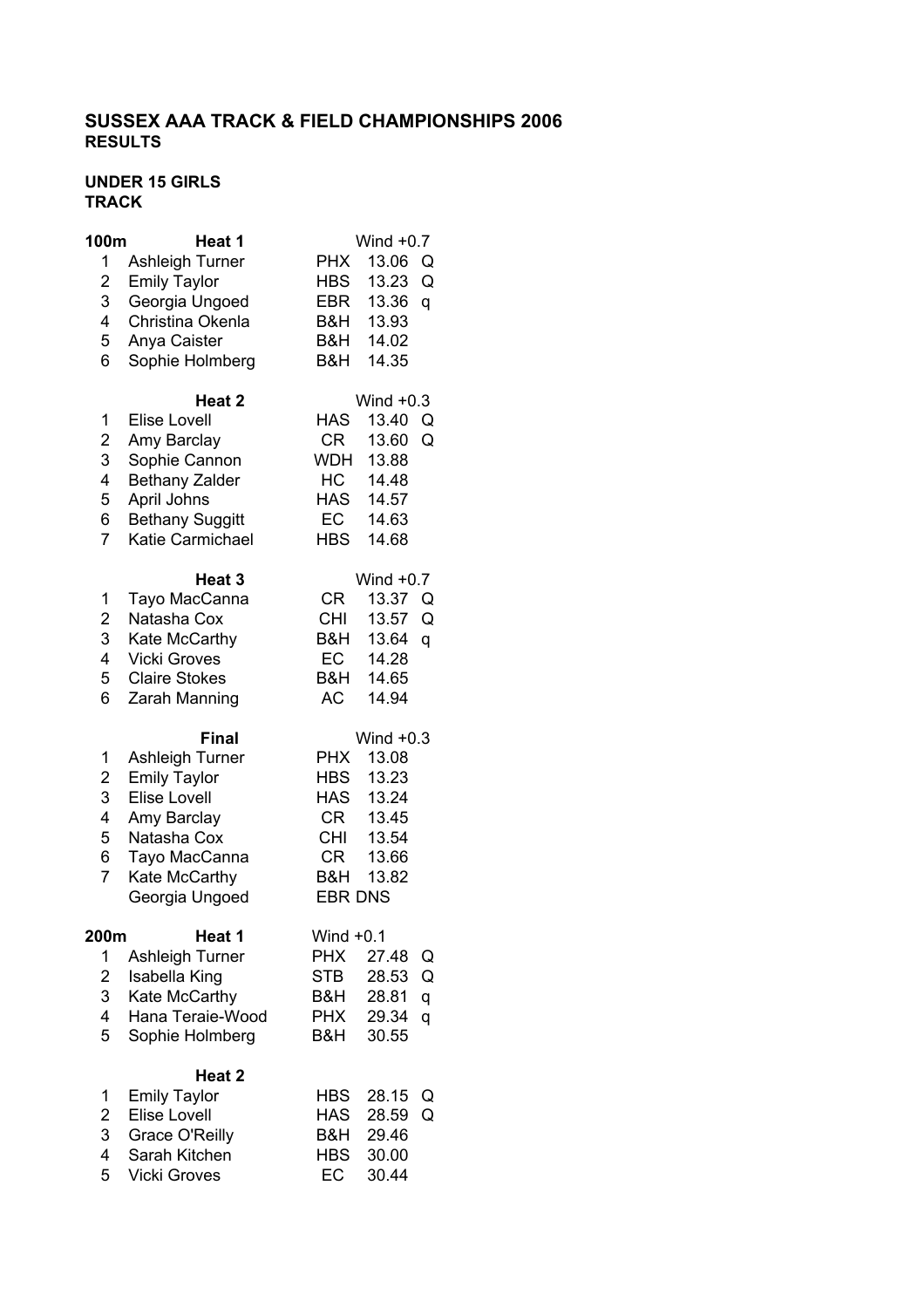# SUSSEX AAA TRACK & FIELD CHAMPIONSHIPS 2006
**RESULTS**

**UNDER 15 GIRLS**
**TRACK**

### 100m

**Heat 1** — Wind +0.7

| | | | | |
|---|---|---|---|---|
| 1 | Ashleigh Turner | PHX | 13.06 | Q |
| 2 | Emily Taylor | HBS | 13.23 | Q |
| 3 | Georgia Ungoed | EBR | 13.36 | q |
| 4 | Christina Okenla | B&H | 13.93 | |
| 5 | Anya Caister | B&H | 14.02 | |
| 6 | Sophie Holmberg | B&H | 14.35 | |

**Heat 2** — Wind +0.3

| | | | | |
|---|---|---|---|---|
| 1 | Elise Lovell | HAS | 13.40 | Q |
| 2 | Amy Barclay | CR | 13.60 | Q |
| 3 | Sophie Cannon | WDH | 13.88 | |
| 4 | Bethany Zalder | HC | 14.48 | |
| 5 | April Johns | HAS | 14.57 | |
| 6 | Bethany Suggitt | EC | 14.63 | |
| 7 | Katie Carmichael | HBS | 14.68 | |

**Heat 3** — Wind +0.7

| | | | | |
|---|---|---|---|---|
| 1 | Tayo MacCanna | CR | 13.37 | Q |
| 2 | Natasha Cox | CHI | 13.57 | Q |
| 3 | Kate McCarthy | B&H | 13.64 | q |
| 4 | Vicki Groves | EC | 14.28 | |
| 5 | Claire Stokes | B&H | 14.65 | |
| 6 | Zarah Manning | AC | 14.94 | |

**Final** — Wind +0.3

| | | | |
|---|---|---|---|
| 1 | Ashleigh Turner | PHX | 13.08 |
| 2 | Emily Taylor | HBS | 13.23 |
| 3 | Elise Lovell | HAS | 13.24 |
| 4 | Amy Barclay | CR | 13.45 |
| 5 | Natasha Cox | CHI | 13.54 |
| 6 | Tayo MacCanna | CR | 13.66 |
| 7 | Kate McCarthy | B&H | 13.82 |
| | Georgia Ungoed | EBR | DNS |

### 200m

**Heat 1** — Wind +0.1

| | | | | |
|---|---|---|---|---|
| 1 | Ashleigh Turner | PHX | 27.48 | Q |
| 2 | Isabella King | STB | 28.53 | Q |
| 3 | Kate McCarthy | B&H | 28.81 | q |
| 4 | Hana Teraie-Wood | PHX | 29.34 | q |
| 5 | Sophie Holmberg | B&H | 30.55 | |

**Heat 2**

| | | | | |
|---|---|---|---|---|
| 1 | Emily Taylor | HBS | 28.15 | Q |
| 2 | Elise Lovell | HAS | 28.59 | Q |
| 3 | Grace O'Reilly | B&H | 29.46 | |
| 4 | Sarah Kitchen | HBS | 30.00 | |
| 5 | Vicki Groves | EC | 30.44 | |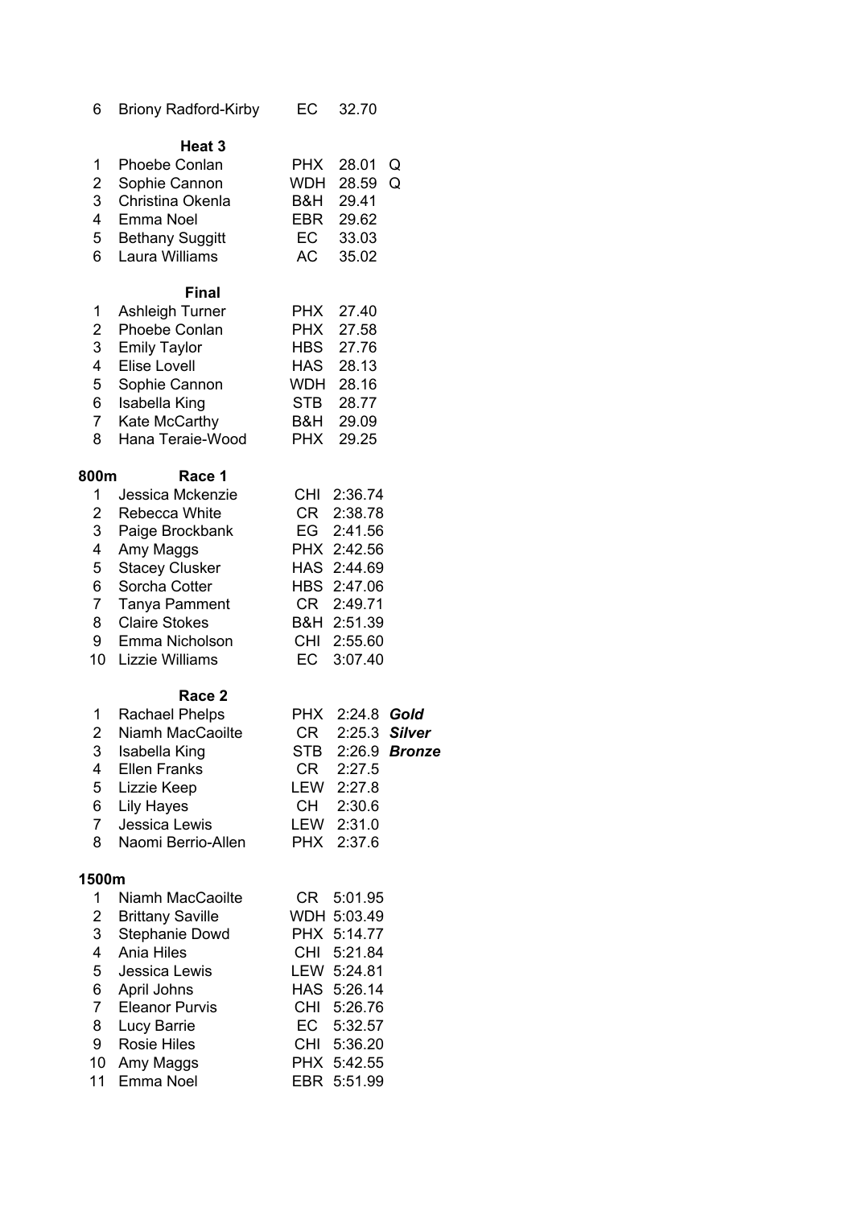| | | | | |
|---|---|---|---|---|
| 6 | Briony Radford-Kirby | EC | 32.70 | |

**Heat 3**

| | | | | |
|---|---|---|---|---|
| 1 | Phoebe Conlan | PHX | 28.01 | Q |
| 2 | Sophie Cannon | WDH | 28.59 | Q |
| 3 | Christina Okenla | B&H | 29.41 | |
| 4 | Emma Noel | EBR | 29.62 | |
| 5 | Bethany Suggitt | EC | 33.03 | |
| 6 | Laura Williams | AC | 35.02 | |

**Final**

| | | | |
|---|---|---|---|
| 1 | Ashleigh Turner | PHX | 27.40 |
| 2 | Phoebe Conlan | PHX | 27.58 |
| 3 | Emily Taylor | HBS | 27.76 |
| 4 | Elise Lovell | HAS | 28.13 |
| 5 | Sophie Cannon | WDH | 28.16 |
| 6 | Isabella King | STB | 28.77 |
| 7 | Kate McCarthy | B&H | 29.09 |
| 8 | Hana Teraie-Wood | PHX | 29.25 |

**800m** **Race 1**

| | | | |
|---|---|---|---|
| 1 | Jessica Mckenzie | CHI | 2:36.74 |
| 2 | Rebecca White | CR | 2:38.78 |
| 3 | Paige Brockbank | EG | 2:41.56 |
| 4 | Amy Maggs | PHX | 2:42.56 |
| 5 | Stacey Clusker | HAS | 2:44.69 |
| 6 | Sorcha Cotter | HBS | 2:47.06 |
| 7 | Tanya Pamment | CR | 2:49.71 |
| 8 | Claire Stokes | B&H | 2:51.39 |
| 9 | Emma Nicholson | CHI | 2:55.60 |
| 10 | Lizzie Williams | EC | 3:07.40 |

**Race 2**

| | | | | |
|---|---|---|---|---|
| 1 | Rachael Phelps | PHX | 2:24.8 | ***Gold*** |
| 2 | Niamh MacCaoilte | CR | 2:25.3 | ***Silver*** |
| 3 | Isabella King | STB | 2:26.9 | ***Bronze*** |
| 4 | Ellen Franks | CR | 2:27.5 | |
| 5 | Lizzie Keep | LEW | 2:27.8 | |
| 6 | Lily Hayes | CH | 2:30.6 | |
| 7 | Jessica Lewis | LEW | 2:31.0 | |
| 8 | Naomi Berrio-Allen | PHX | 2:37.6 | |

**1500m**

| | | | |
|---|---|---|---|
| 1 | Niamh MacCaoilte | CR | 5:01.95 |
| 2 | Brittany Saville | WDH | 5:03.49 |
| 3 | Stephanie Dowd | PHX | 5:14.77 |
| 4 | Ania Hiles | CHI | 5:21.84 |
| 5 | Jessica Lewis | LEW | 5:24.81 |
| 6 | April Johns | HAS | 5:26.14 |
| 7 | Eleanor Purvis | CHI | 5:26.76 |
| 8 | Lucy Barrie | EC | 5:32.57 |
| 9 | Rosie Hiles | CHI | 5:36.20 |
| 10 | Amy Maggs | PHX | 5:42.55 |
| 11 | Emma Noel | EBR | 5:51.99 |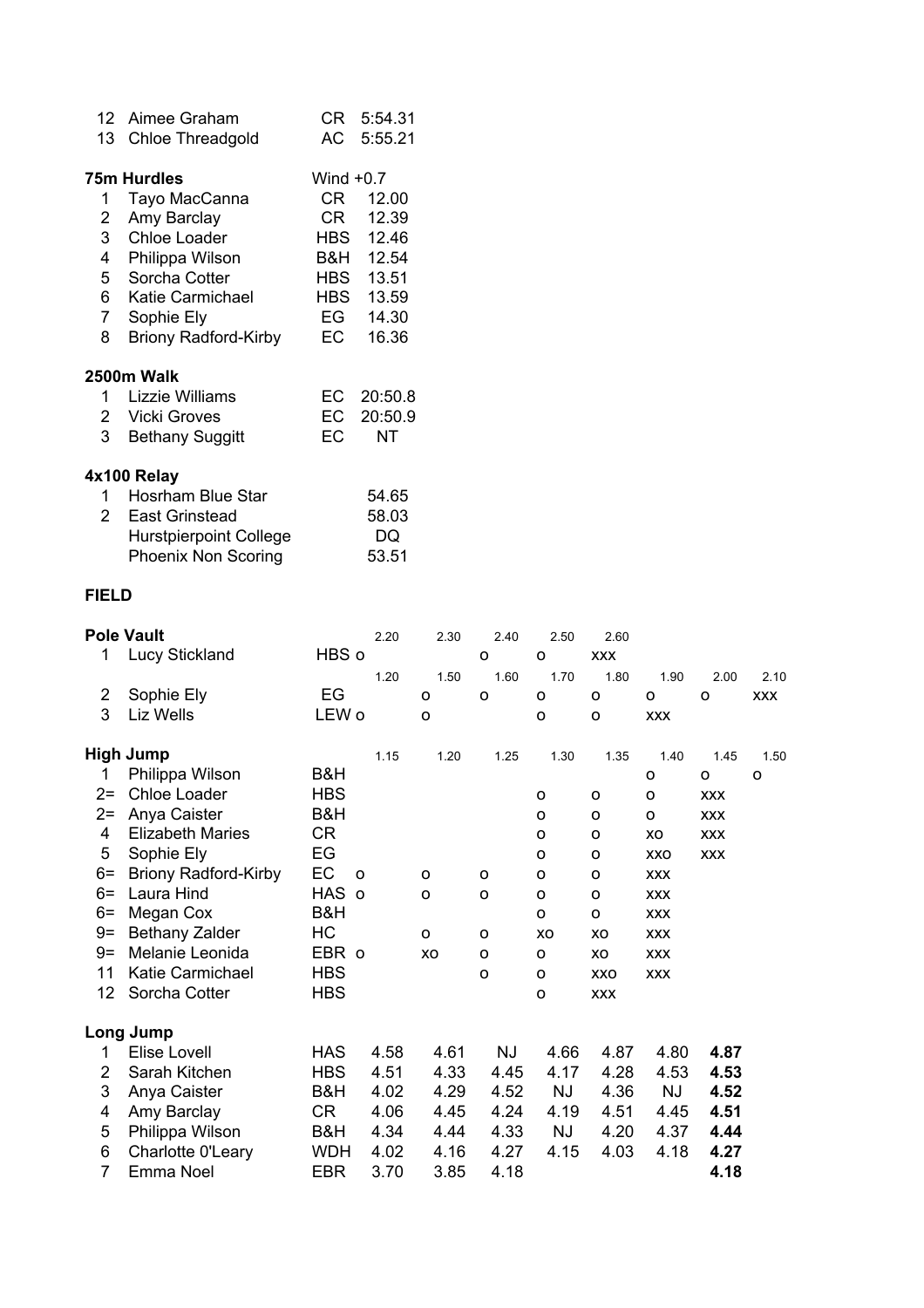| | | | |
|---|---|---|---|
| 12 | Aimee Graham | CR | 5:54.31 |
| 13 | Chloe Threadgold | AC | 5:55.21 |

**75m Hurdles** Wind +0.7

| | | | |
|---|---|---|---|
| 1 | Tayo MacCanna | CR | 12.00 |
| 2 | Amy Barclay | CR | 12.39 |
| 3 | Chloe Loader | HBS | 12.46 |
| 4 | Philippa Wilson | B&H | 12.54 |
| 5 | Sorcha Cotter | HBS | 13.51 |
| 6 | Katie Carmichael | HBS | 13.59 |
| 7 | Sophie Ely | EG | 14.30 |
| 8 | Briony Radford-Kirby | EC | 16.36 |

**2500m Walk**

| | | | |
|---|---|---|---|
| 1 | Lizzie Williams | EC | 20:50.8 |
| 2 | Vicki Groves | EC | 20:50.9 |
| 3 | Bethany Suggitt | EC | NT |

**4x100 Relay**

| | | |
|---|---|---|
| 1 | Hosrham Blue Star | 54.65 |
| 2 | East Grinstead | 58.03 |
| | Hurstpierpoint College | DQ |
| | Phoenix Non Scoring | 53.51 |

## FIELD

**Pole Vault**

| | | | | | | | | | | |
|---|---|---|---|---|---|---|---|---|---|---|
| | | | 2.20 | 2.30 | 2.40 | 2.50 | 2.60 | | | |
| 1 | Lucy Stickland | HBS | o | | o | o | xxx | | | |
| | | | 1.20 | 1.50 | 1.60 | 1.70 | 1.80 | 1.90 | 2.00 | 2.10 |
| 2 | Sophie Ely | EG | | o | o | o | o | o | o | xxx |
| 3 | Liz Wells | LEW | o | o | | o | o | xxx | | |

**High Jump**

| | | | 1.15 | 1.20 | 1.25 | 1.30 | 1.35 | 1.40 | 1.45 | 1.50 |
|---|---|---|---|---|---|---|---|---|---|---|
| 1 | Philippa Wilson | B&H | | | | | | o | o | o |
| 2= | Chloe Loader | HBS | | | | o | o | o | xxx | |
| 2= | Anya Caister | B&H | | | | o | o | o | xxx | |
| 4 | Elizabeth Maries | CR | | | | o | o | xo | xxx | |
| 5 | Sophie Ely | EG | | | | o | o | xxo | xxx | |
| 6= | Briony Radford-Kirby | EC | o | o | o | o | o | xxx | | |
| 6= | Laura Hind | HAS | o | o | o | o | o | xxx | | |
| 6= | Megan Cox | B&H | | | | o | o | xxx | | |
| 9= | Bethany Zalder | HC | | o | o | xo | xo | xxx | | |
| 9= | Melanie Leonida | EBR | o | xo | o | o | xo | xxx | | |
| 11 | Katie Carmichael | HBS | | | o | o | xxo | xxx | | |
| 12 | Sorcha Cotter | HBS | | | | o | xxx | | | |

**Long Jump**

| | | | | | | | | | |
|---|---|---|---|---|---|---|---|---|---|
| 1 | Elise Lovell | HAS | 4.58 | 4.61 | NJ | 4.66 | 4.87 | 4.80 | **4.87** |
| 2 | Sarah Kitchen | HBS | 4.51 | 4.33 | 4.45 | 4.17 | 4.28 | 4.53 | **4.53** |
| 3 | Anya Caister | B&H | 4.02 | 4.29 | 4.52 | NJ | 4.36 | NJ | **4.52** |
| 4 | Amy Barclay | CR | 4.06 | 4.45 | 4.24 | 4.19 | 4.51 | 4.45 | **4.51** |
| 5 | Philippa Wilson | B&H | 4.34 | 4.44 | 4.33 | NJ | 4.20 | 4.37 | **4.44** |
| 6 | Charlotte 0'Leary | WDH | 4.02 | 4.16 | 4.27 | 4.15 | 4.03 | 4.18 | **4.27** |
| 7 | Emma Noel | EBR | 3.70 | 3.85 | 4.18 | | | | **4.18** |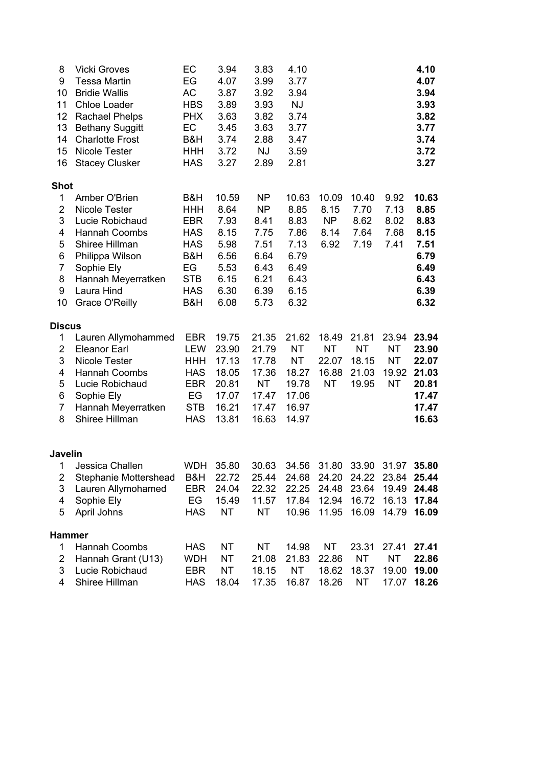| | | | | | | | | | |
|---|---|---|---|---|---|---|---|---|---|
| 8 | Vicki Groves | EC | 3.94 | 3.83 | 4.10 | | | | **4.10** |
| 9 | Tessa Martin | EG | 4.07 | 3.99 | 3.77 | | | | **4.07** |
| 10 | Bridie Wallis | AC | 3.87 | 3.92 | 3.94 | | | | **3.94** |
| 11 | Chloe Loader | HBS | 3.89 | 3.93 | NJ | | | | **3.93** |
| 12 | Rachael Phelps | PHX | 3.63 | 3.82 | 3.74 | | | | **3.82** |
| 13 | Bethany Suggitt | EC | 3.45 | 3.63 | 3.77 | | | | **3.77** |
| 14 | Charlotte Frost | B&H | 3.74 | 2.88 | 3.47 | | | | **3.74** |
| 15 | Nicole Tester | HHH | 3.72 | NJ | 3.59 | | | | **3.72** |
| 16 | Stacey Clusker | HAS | 3.27 | 2.89 | 2.81 | | | | **3.27** |

**Shot**

| | | | | | | | | | |
|---|---|---|---|---|---|---|---|---|---|
| 1 | Amber O'Brien | B&H | 10.59 | NP | 10.63 | 10.09 | 10.40 | 9.92 | **10.63** |
| 2 | Nicole Tester | HHH | 8.64 | NP | 8.85 | 8.15 | 7.70 | 7.13 | **8.85** |
| 3 | Lucie Robichaud | EBR | 7.93 | 8.41 | 8.83 | NP | 8.62 | 8.02 | **8.83** |
| 4 | Hannah Coombs | HAS | 8.15 | 7.75 | 7.86 | 8.14 | 7.64 | 7.68 | **8.15** |
| 5 | Shiree Hillman | HAS | 5.98 | 7.51 | 7.13 | 6.92 | 7.19 | 7.41 | **7.51** |
| 6 | Philippa Wilson | B&H | 6.56 | 6.64 | 6.79 | | | | **6.79** |
| 7 | Sophie Ely | EG | 5.53 | 6.43 | 6.49 | | | | **6.49** |
| 8 | Hannah Meyerratken | STB | 6.15 | 6.21 | 6.43 | | | | **6.43** |
| 9 | Laura Hind | HAS | 6.30 | 6.39 | 6.15 | | | | **6.39** |
| 10 | Grace O'Reilly | B&H | 6.08 | 5.73 | 6.32 | | | | **6.32** |

**Discus**

| | | | | | | | | | |
|---|---|---|---|---|---|---|---|---|---|
| 1 | Lauren Allymohammed | EBR | 19.75 | 21.35 | 21.62 | 18.49 | 21.81 | 23.94 | **23.94** |
| 2 | Eleanor Earl | LEW | 23.90 | 21.79 | NT | NT | NT | NT | **23.90** |
| 3 | Nicole Tester | HHH | 17.13 | 17.78 | NT | 22.07 | 18.15 | NT | **22.07** |
| 4 | Hannah Coombs | HAS | 18.05 | 17.36 | 18.27 | 16.88 | 21.03 | 19.92 | **21.03** |
| 5 | Lucie Robichaud | EBR | 20.81 | NT | 19.78 | NT | 19.95 | NT | **20.81** |
| 6 | Sophie Ely | EG | 17.07 | 17.47 | 17.06 | | | | **17.47** |
| 7 | Hannah Meyerratken | STB | 16.21 | 17.47 | 16.97 | | | | **17.47** |
| 8 | Shiree Hillman | HAS | 13.81 | 16.63 | 14.97 | | | | **16.63** |

**Javelin**

| | | | | | | | | | |
|---|---|---|---|---|---|---|---|---|---|
| 1 | Jessica Challen | WDH | 35.80 | 30.63 | 34.56 | 31.80 | 33.90 | 31.97 | **35.80** |
| 2 | Stephanie Mottershead | B&H | 22.72 | 25.44 | 24.68 | 24.20 | 24.22 | 23.84 | **25.44** |
| 3 | Lauren Allymohamed | EBR | 24.04 | 22.32 | 22.25 | 24.48 | 23.64 | 19.49 | **24.48** |
| 4 | Sophie Ely | EG | 15.49 | 11.57 | 17.84 | 12.94 | 16.72 | 16.13 | **17.84** |
| 5 | April Johns | HAS | NT | NT | 10.96 | 11.95 | 16.09 | 14.79 | **16.09** |

**Hammer**

| | | | | | | | | | |
|---|---|---|---|---|---|---|---|---|---|
| 1 | Hannah Coombs | HAS | NT | NT | 14.98 | NT | 23.31 | 27.41 | **27.41** |
| 2 | Hannah Grant (U13) | WDH | NT | 21.08 | 21.83 | 22.86 | NT | NT | **22.86** |
| 3 | Lucie Robichaud | EBR | NT | 18.15 | NT | 18.62 | 18.37 | 19.00 | **19.00** |
| 4 | Shiree Hillman | HAS | 18.04 | 17.35 | 16.87 | 18.26 | NT | 17.07 | **18.26** |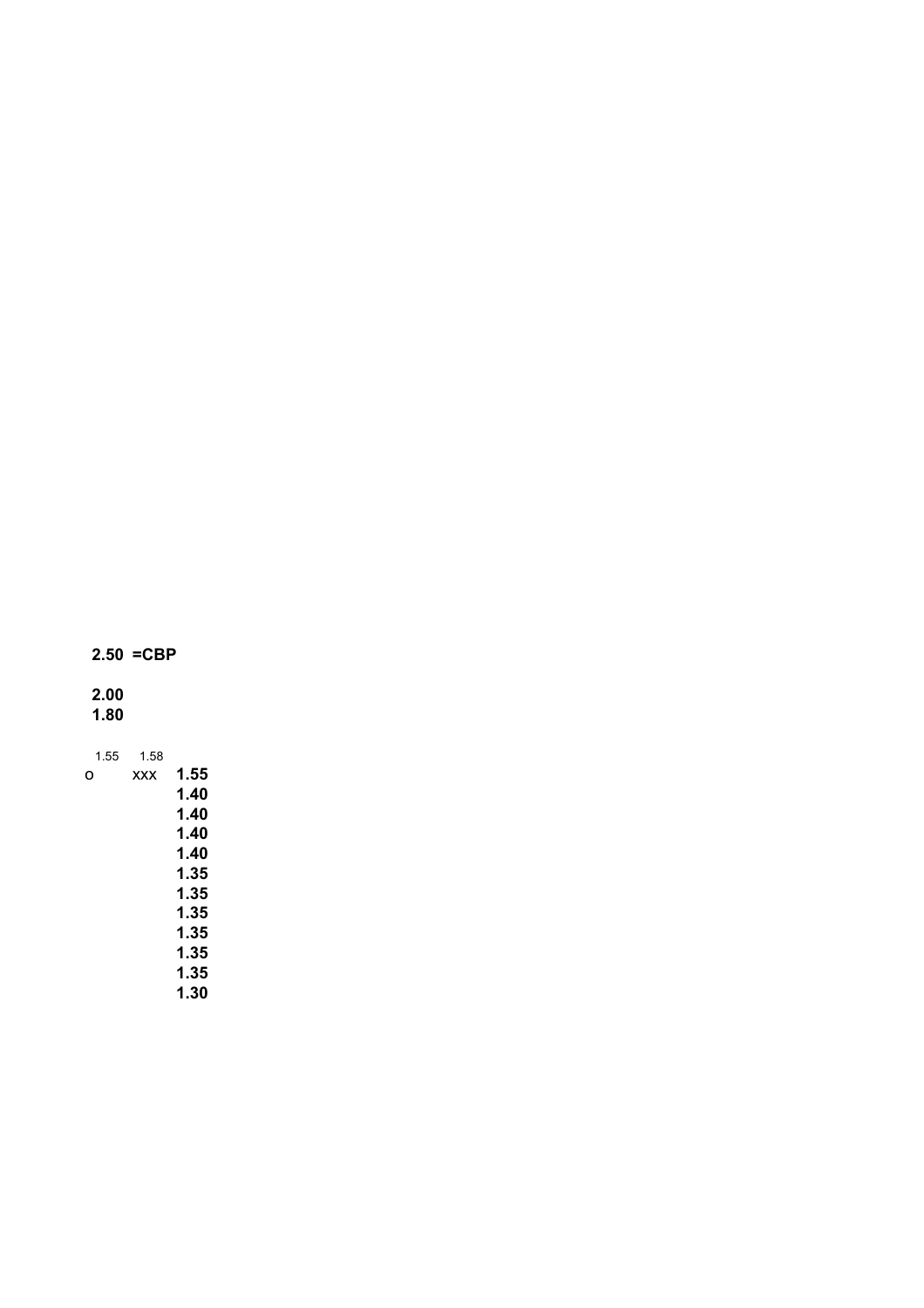**2.50 =CBP**

**2.00**
**1.80**

1.55 1.58
o xxx **1.55**
**1.40**
**1.40**
**1.40**
**1.40**
**1.35**
**1.35**
**1.35**
**1.35**
**1.35**
**1.35**
**1.30**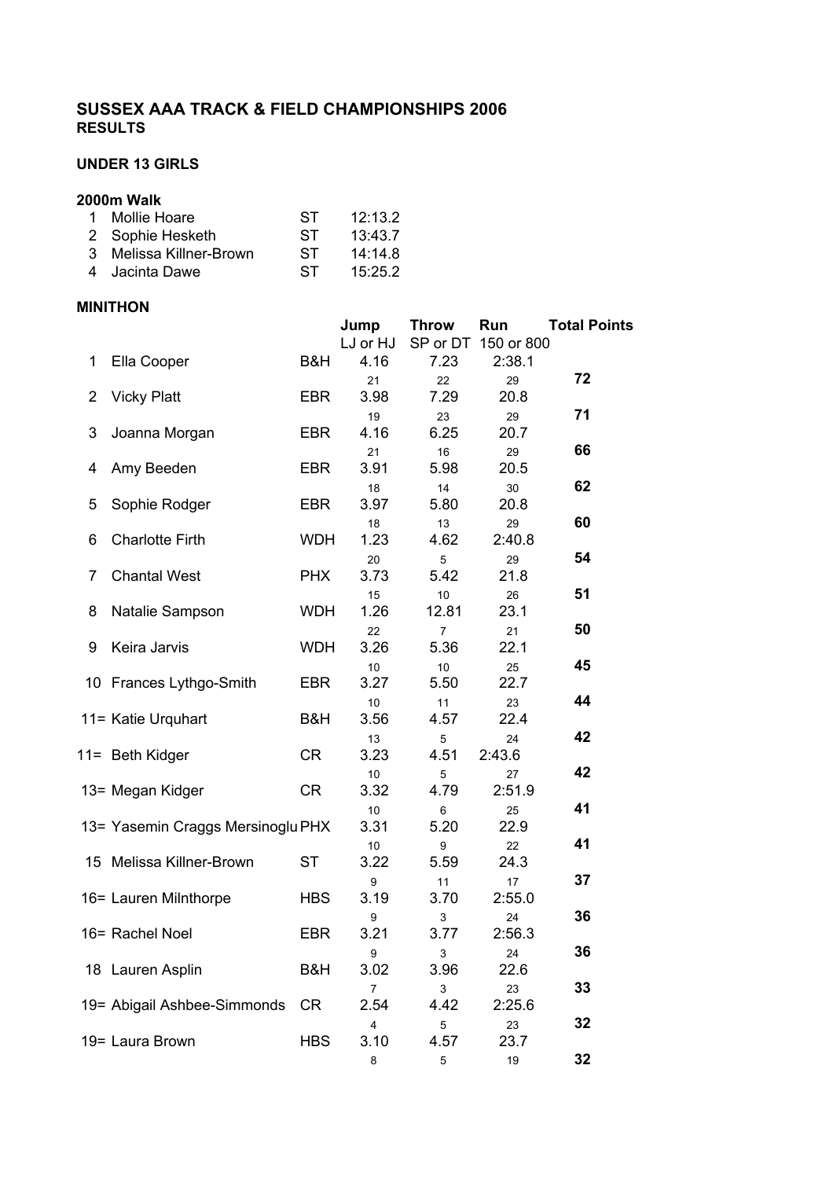## SUSSEX AAA TRACK & FIELD CHAMPIONSHIPS 2006
**RESULTS**

**UNDER 13 GIRLS**

**2000m Walk**

| | | | |
|---|---|---|---|
| 1 | Mollie Hoare | ST | 12:13.2 |
| 2 | Sophie Hesketh | ST | 13:43.7 |
| 3 | Melissa Killner-Brown | ST | 14:14.8 |
| 4 | Jacinta Dawe | ST | 15:25.2 |

**MINITHON**

| | | | Jump | Throw | Run | Total Points |
|---|---|---|---|---|---|---|
| | | | LJ or HJ | SP or DT | 150 or 800 | |
| 1 | Ella Cooper | B&H | 4.16 | 7.23 | 2:38.1 | |
| | | | 21 | 22 | 29 | **72** |
| 2 | Vicky Platt | EBR | 3.98 | 7.29 | 20.8 | |
| | | | 19 | 23 | 29 | **71** |
| 3 | Joanna Morgan | EBR | 4.16 | 6.25 | 20.7 | |
| | | | 21 | 16 | 29 | **66** |
| 4 | Amy Beeden | EBR | 3.91 | 5.98 | 20.5 | |
| | | | 18 | 14 | 30 | **62** |
| 5 | Sophie Rodger | EBR | 3.97 | 5.80 | 20.8 | |
| | | | 18 | 13 | 29 | **60** |
| 6 | Charlotte Firth | WDH | 1.23 | 4.62 | 2:40.8 | |
| | | | 20 | 5 | 29 | **54** |
| 7 | Chantal West | PHX | 3.73 | 5.42 | 21.8 | |
| | | | 15 | 10 | 26 | **51** |
| 8 | Natalie Sampson | WDH | 1.26 | 12.81 | 23.1 | |
| | | | 22 | 7 | 21 | **50** |
| 9 | Keira Jarvis | WDH | 3.26 | 5.36 | 22.1 | |
| | | | 10 | 10 | 25 | **45** |
| 10 | Frances Lythgo-Smith | EBR | 3.27 | 5.50 | 22.7 | |
| | | | 10 | 11 | 23 | **44** |
| 11= | Katie Urquhart | B&H | 3.56 | 4.57 | 22.4 | |
| | | | 13 | 5 | 24 | **42** |
| 11= | Beth Kidger | CR | 3.23 | 4.51 | 2:43.6 | |
| | | | 10 | 5 | 27 | **42** |
| 13= | Megan Kidger | CR | 3.32 | 4.79 | 2:51.9 | |
| | | | 10 | 6 | 25 | **41** |
| 13= | Yasemin Craggs Mersinoglu | PHX | 3.31 | 5.20 | 22.9 | |
| | | | 10 | 9 | 22 | **41** |
| 15 | Melissa Killner-Brown | ST | 3.22 | 5.59 | 24.3 | |
| | | | 9 | 11 | 17 | **37** |
| 16= | Lauren Milnthorpe | HBS | 3.19 | 3.70 | 2:55.0 | |
| | | | 9 | 3 | 24 | **36** |
| 16= | Rachel Noel | EBR | 3.21 | 3.77 | 2:56.3 | |
| | | | 9 | 3 | 24 | **36** |
| 18 | Lauren Asplin | B&H | 3.02 | 3.96 | 22.6 | |
| | | | 7 | 3 | 23 | **33** |
| 19= | Abigail Ashbee-Simmonds | CR | 2.54 | 4.42 | 2:25.6 | |
| | | | 4 | 5 | 23 | **32** |
| 19= | Laura Brown | HBS | 3.10 | 4.57 | 23.7 | |
| | | | 8 | 5 | 19 | **32** |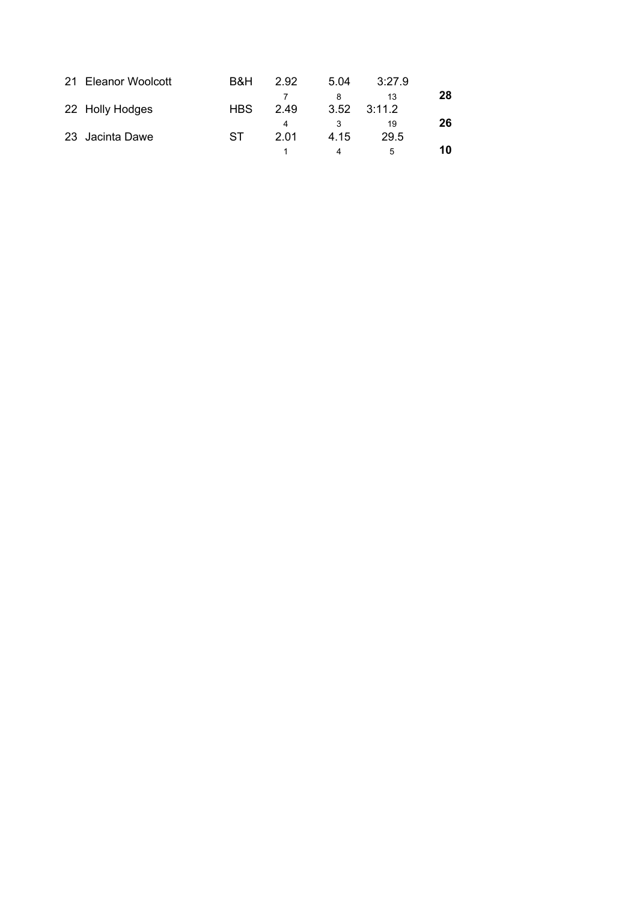| | | | | | | |
|---|---|---|---|---|---|---|
| 21 | Eleanor Woolcott | B&H | 2.92 | 5.04 | 3:27.9 | |
| | | | 7 | 8 | 13 | **28** |
| 22 | Holly Hodges | HBS | 2.49 | 3.52 | 3:11.2 | |
| | | | 4 | 3 | 19 | **26** |
| 23 | Jacinta Dawe | ST | 2.01 | 4.15 | 29.5 | |
| | | | 1 | 4 | 5 | **10** |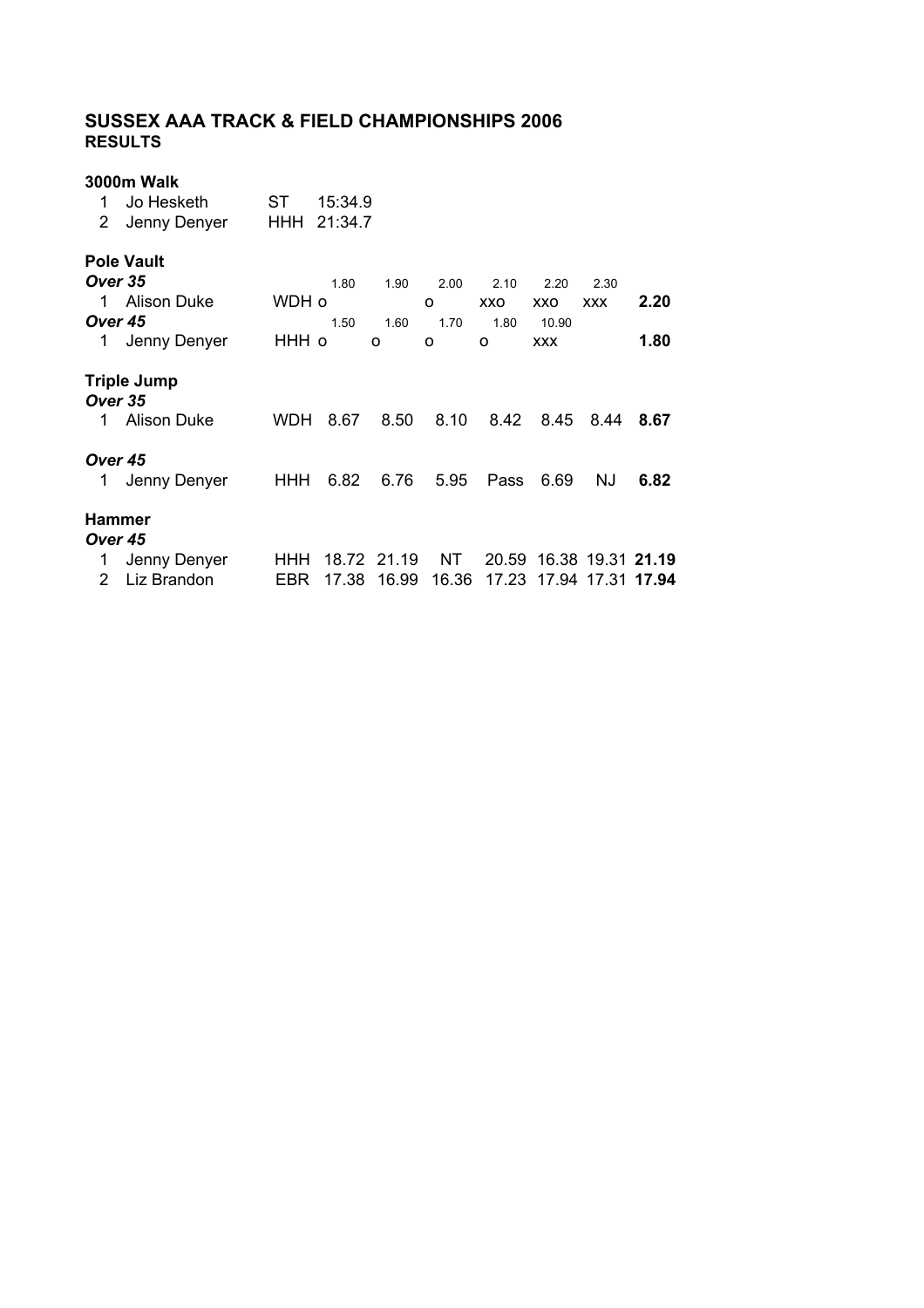# SUSSEX AAA TRACK & FIELD CHAMPIONSHIPS 2006
## RESULTS

### 3000m Walk

| | | | |
|---|---|---|---|
| 1 | Jo Hesketh | ST | 15:34.9 |
| 2 | Jenny Denyer | HHH | 21:34.7 |

### Pole Vault

***Over 35***

| | | | 1.80 | 1.90 | 2.00 | 2.10 | 2.20 | 2.30 | |
|---|---|---|---|---|---|---|---|---|---|
| 1 | Alison Duke | WDH | o | | o | xxo | xxo | xxx | **2.20** |

***Over 45***

| | | | 1.50 | 1.60 | 1.70 | 1.80 | 10.90 | |
|---|---|---|---|---|---|---|---|---|
| 1 | Jenny Denyer | HHH | o | o | o | o | xxx | **1.80** |

### Triple Jump

***Over 35***

| | | | | | | | | | |
|---|---|---|---|---|---|---|---|---|---|
| 1 | Alison Duke | WDH | 8.67 | 8.50 | 8.10 | 8.42 | 8.45 | 8.44 | **8.67** |

***Over 45***

| | | | | | | | | | |
|---|---|---|---|---|---|---|---|---|---|
| 1 | Jenny Denyer | HHH | 6.82 | 6.76 | 5.95 | Pass | 6.69 | NJ | **6.82** |

### Hammer

***Over 45***

| | | | | | | | | | |
|---|---|---|---|---|---|---|---|---|---|
| 1 | Jenny Denyer | HHH | 18.72 | 21.19 | NT | 20.59 | 16.38 | 19.31 | **21.19** |
| 2 | Liz Brandon | EBR | 17.38 | 16.99 | 16.36 | 17.23 | 17.94 | 17.31 | **17.94** |